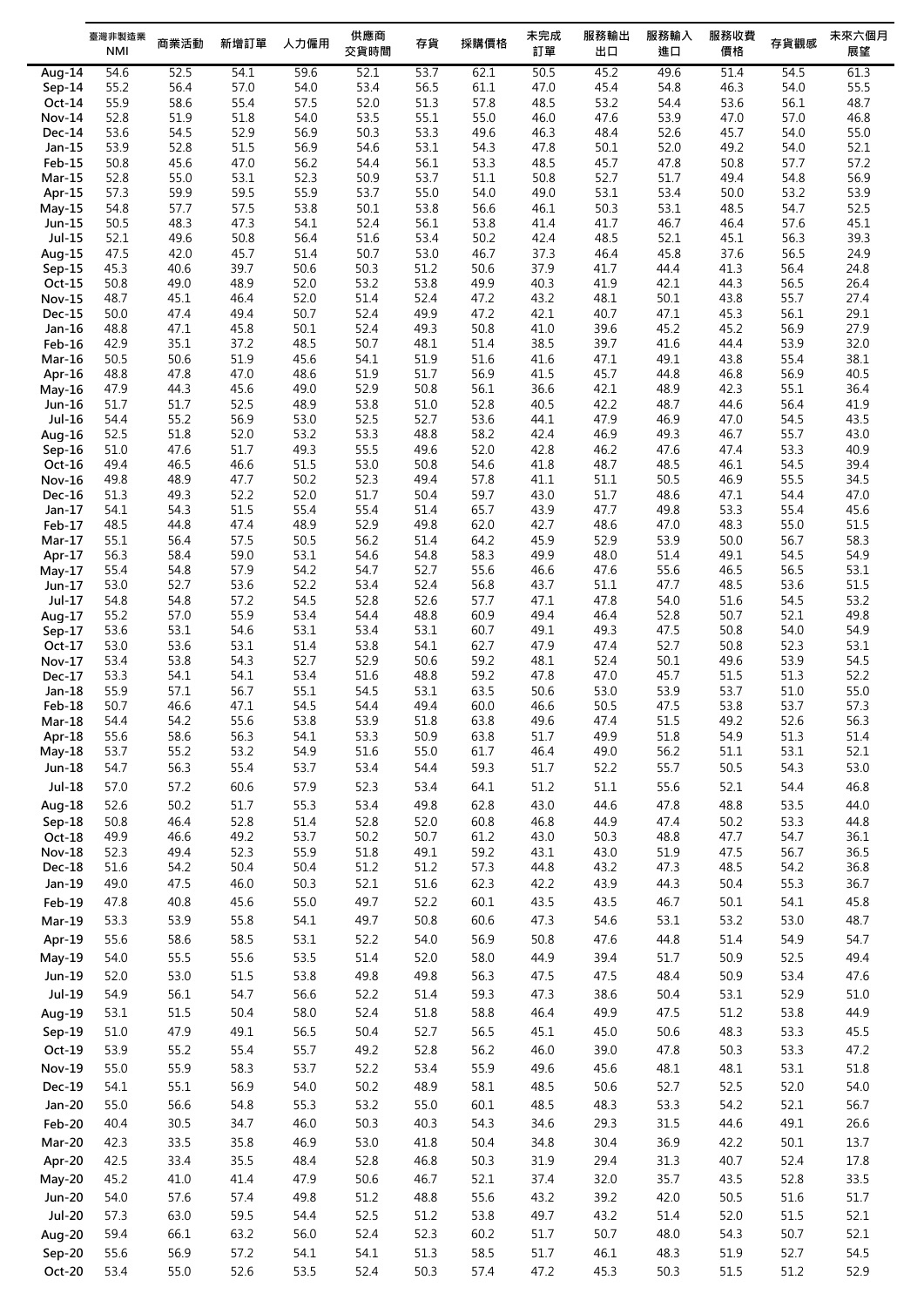| | 臺灣非製造業 NMI | 商業活動 | 新增訂單 | 人力僱用 | 供應商交貨時間 | 存貨 | 採購價格 | 未完成訂單 | 服務輸出出口 | 服務輸入進口 | 服務收費價格 | 存貨觀感 | 未來六個月展望 |
|---|---|---|---|---|---|---|---|---|---|---|---|---|---|
| Aug-14 | 54.6 | 52.5 | 54.1 | 59.6 | 52.1 | 53.7 | 62.1 | 50.5 | 45.2 | 49.6 | 51.4 | 54.5 | 61.3 |
| Sep-14 | 55.2 | 56.4 | 57.0 | 54.0 | 53.4 | 56.5 | 61.1 | 47.0 | 45.4 | 54.8 | 46.3 | 54.0 | 55.5 |
| Oct-14 | 55.9 | 58.6 | 55.4 | 57.5 | 52.0 | 51.3 | 57.8 | 48.5 | 53.2 | 54.4 | 53.6 | 56.1 | 48.7 |
| Nov-14 | 52.8 | 51.9 | 51.8 | 54.0 | 53.5 | 55.1 | 55.0 | 46.0 | 47.6 | 53.9 | 47.0 | 57.0 | 46.8 |
| Dec-14 | 53.6 | 54.5 | 52.9 | 56.9 | 50.3 | 53.3 | 49.6 | 46.3 | 48.4 | 52.6 | 45.7 | 54.0 | 55.0 |
| Jan-15 | 53.9 | 52.8 | 51.5 | 56.9 | 54.6 | 53.1 | 54.3 | 47.8 | 50.1 | 52.0 | 49.2 | 54.0 | 52.1 |
| Feb-15 | 50.8 | 45.6 | 47.0 | 56.2 | 54.4 | 56.1 | 53.3 | 48.5 | 45.7 | 47.8 | 50.8 | 57.7 | 57.2 |
| Mar-15 | 52.8 | 55.0 | 53.1 | 52.3 | 50.9 | 53.7 | 51.1 | 50.8 | 52.7 | 51.7 | 49.4 | 54.8 | 56.9 |
| Apr-15 | 57.3 | 59.9 | 59.5 | 55.9 | 53.7 | 55.0 | 54.0 | 49.0 | 53.1 | 53.4 | 50.0 | 53.2 | 53.9 |
| May-15 | 54.8 | 57.7 | 57.5 | 53.8 | 50.1 | 53.8 | 56.6 | 46.1 | 50.3 | 53.1 | 48.5 | 54.7 | 52.5 |
| Jun-15 | 50.5 | 48.3 | 47.3 | 54.1 | 52.4 | 56.1 | 53.8 | 41.4 | 41.7 | 46.7 | 46.4 | 57.6 | 45.1 |
| Jul-15 | 52.1 | 49.6 | 50.8 | 56.4 | 51.6 | 53.4 | 50.2 | 42.4 | 48.5 | 52.1 | 45.1 | 56.3 | 39.3 |
| Aug-15 | 47.5 | 42.0 | 45.7 | 51.4 | 50.7 | 53.0 | 46.7 | 37.3 | 46.4 | 45.8 | 37.6 | 56.5 | 24.9 |
| Sep-15 | 45.3 | 40.6 | 39.7 | 50.6 | 50.3 | 51.2 | 50.6 | 37.9 | 41.7 | 44.4 | 41.3 | 56.4 | 24.8 |
| Oct-15 | 50.8 | 49.0 | 48.9 | 52.0 | 53.2 | 53.8 | 49.9 | 40.3 | 41.9 | 42.1 | 44.3 | 56.5 | 26.4 |
| Nov-15 | 48.7 | 45.1 | 46.4 | 52.0 | 51.4 | 52.4 | 47.2 | 43.2 | 48.1 | 50.1 | 43.8 | 55.7 | 27.4 |
| Dec-15 | 50.0 | 47.4 | 49.4 | 50.7 | 52.4 | 49.9 | 47.2 | 42.1 | 40.7 | 47.1 | 45.3 | 56.1 | 29.1 |
| Jan-16 | 48.8 | 47.1 | 45.8 | 50.1 | 52.4 | 49.3 | 50.8 | 41.0 | 39.6 | 45.2 | 45.2 | 56.9 | 27.9 |
| Feb-16 | 42.9 | 35.1 | 37.2 | 48.5 | 50.7 | 48.1 | 51.4 | 38.5 | 39.7 | 41.6 | 44.4 | 53.9 | 32.0 |
| Mar-16 | 50.5 | 50.6 | 51.9 | 45.6 | 54.1 | 51.9 | 51.6 | 41.6 | 47.1 | 49.1 | 43.8 | 55.4 | 38.1 |
| Apr-16 | 48.8 | 47.8 | 47.0 | 48.6 | 51.9 | 51.7 | 56.9 | 41.5 | 45.7 | 44.8 | 46.8 | 56.9 | 40.5 |
| May-16 | 47.9 | 44.3 | 45.6 | 49.0 | 52.9 | 50.8 | 56.1 | 36.6 | 42.1 | 48.9 | 42.3 | 55.1 | 36.4 |
| Jun-16 | 51.7 | 51.7 | 52.5 | 48.9 | 53.8 | 51.0 | 52.8 | 40.5 | 42.2 | 48.7 | 44.6 | 56.4 | 41.9 |
| Jul-16 | 54.4 | 55.2 | 56.9 | 53.0 | 52.5 | 52.7 | 53.6 | 44.1 | 47.9 | 46.9 | 47.0 | 54.5 | 43.5 |
| Aug-16 | 52.5 | 51.8 | 52.0 | 53.2 | 53.3 | 48.8 | 58.2 | 42.4 | 46.9 | 49.3 | 46.7 | 55.7 | 43.0 |
| Sep-16 | 51.0 | 47.6 | 51.7 | 49.3 | 55.5 | 49.6 | 52.0 | 42.8 | 46.2 | 47.6 | 47.4 | 53.3 | 40.9 |
| Oct-16 | 49.4 | 46.5 | 46.6 | 51.5 | 53.0 | 50.8 | 54.6 | 41.8 | 48.7 | 48.5 | 46.1 | 54.5 | 39.4 |
| Nov-16 | 49.8 | 48.9 | 47.7 | 50.2 | 52.3 | 49.4 | 57.8 | 41.1 | 51.1 | 50.5 | 46.9 | 55.5 | 34.5 |
| Dec-16 | 51.3 | 49.3 | 52.2 | 52.0 | 51.7 | 50.4 | 59.7 | 43.0 | 51.7 | 48.6 | 47.1 | 54.4 | 47.0 |
| Jan-17 | 54.1 | 54.3 | 51.5 | 55.4 | 55.4 | 51.4 | 65.7 | 43.9 | 47.7 | 49.8 | 53.3 | 55.4 | 45.6 |
| Feb-17 | 48.5 | 44.8 | 47.4 | 48.9 | 52.9 | 49.8 | 62.0 | 42.7 | 48.6 | 47.0 | 48.3 | 55.0 | 51.5 |
| Mar-17 | 55.1 | 56.4 | 57.5 | 50.5 | 56.2 | 51.4 | 64.2 | 45.9 | 52.9 | 53.9 | 50.0 | 56.7 | 58.3 |
| Apr-17 | 56.3 | 58.4 | 59.0 | 53.1 | 54.6 | 54.8 | 58.3 | 49.9 | 48.0 | 51.4 | 49.1 | 54.5 | 54.9 |
| May-17 | 55.4 | 54.8 | 57.9 | 54.2 | 54.7 | 52.7 | 55.6 | 46.6 | 47.6 | 55.6 | 46.5 | 56.5 | 53.1 |
| Jun-17 | 53.0 | 52.7 | 53.6 | 52.2 | 53.4 | 52.4 | 56.8 | 43.7 | 51.1 | 47.7 | 48.5 | 53.6 | 51.5 |
| Jul-17 | 54.8 | 54.8 | 57.2 | 54.5 | 52.8 | 52.6 | 57.7 | 47.1 | 47.8 | 54.0 | 51.6 | 54.5 | 53.2 |
| Aug-17 | 55.2 | 57.0 | 55.9 | 53.4 | 54.4 | 48.8 | 60.9 | 49.4 | 46.4 | 52.8 | 50.7 | 52.1 | 49.8 |
| Sep-17 | 53.6 | 53.1 | 54.6 | 53.1 | 53.4 | 53.1 | 60.7 | 49.1 | 49.3 | 47.5 | 50.8 | 54.0 | 54.9 |
| Oct-17 | 53.0 | 53.6 | 53.1 | 51.4 | 53.8 | 54.1 | 62.7 | 47.9 | 47.4 | 52.7 | 50.8 | 52.3 | 53.1 |
| Nov-17 | 53.4 | 53.8 | 54.3 | 52.7 | 52.9 | 50.6 | 59.2 | 48.1 | 52.4 | 50.1 | 49.6 | 53.9 | 54.5 |
| Dec-17 | 53.3 | 54.1 | 54.1 | 53.4 | 51.6 | 48.8 | 59.2 | 47.8 | 47.0 | 45.7 | 51.5 | 51.3 | 52.2 |
| Jan-18 | 55.9 | 57.1 | 56.7 | 55.1 | 54.5 | 53.1 | 63.5 | 50.6 | 53.0 | 53.9 | 53.7 | 51.0 | 55.0 |
| Feb-18 | 50.7 | 46.6 | 47.1 | 54.5 | 54.4 | 49.4 | 60.0 | 46.6 | 50.5 | 47.5 | 53.8 | 53.7 | 57.3 |
| Mar-18 | 54.4 | 54.2 | 55.6 | 53.8 | 53.9 | 51.8 | 63.8 | 49.6 | 47.4 | 51.5 | 49.2 | 52.6 | 56.3 |
| Apr-18 | 55.6 | 58.6 | 56.3 | 54.1 | 53.3 | 50.9 | 63.8 | 51.7 | 49.9 | 51.8 | 54.9 | 51.3 | 51.4 |
| May-18 | 53.7 | 55.2 | 53.2 | 54.9 | 51.6 | 55.0 | 61.7 | 46.4 | 49.0 | 56.2 | 51.1 | 53.1 | 52.1 |
| Jun-18 | 54.7 | 56.3 | 55.4 | 53.7 | 53.4 | 54.4 | 59.3 | 51.7 | 52.2 | 55.7 | 50.5 | 54.3 | 53.0 |
| Jul-18 | 57.0 | 57.2 | 60.6 | 57.9 | 52.3 | 53.4 | 64.1 | 51.2 | 51.1 | 55.6 | 52.1 | 54.4 | 46.8 |
| Aug-18 | 52.6 | 50.2 | 51.7 | 55.3 | 53.4 | 49.8 | 62.8 | 43.0 | 44.6 | 47.8 | 48.8 | 53.5 | 44.0 |
| Sep-18 | 50.8 | 46.4 | 52.8 | 51.4 | 52.8 | 52.0 | 60.8 | 46.8 | 44.9 | 47.4 | 50.2 | 53.3 | 44.8 |
| Oct-18 | 49.9 | 46.6 | 49.2 | 53.7 | 50.2 | 50.7 | 61.2 | 43.0 | 50.3 | 48.8 | 47.7 | 54.7 | 36.1 |
| Nov-18 | 52.3 | 49.4 | 52.3 | 55.9 | 51.8 | 49.1 | 59.2 | 43.1 | 43.0 | 51.9 | 47.5 | 56.7 | 36.5 |
| Dec-18 | 51.6 | 54.2 | 50.4 | 50.4 | 51.2 | 51.2 | 57.3 | 44.8 | 43.2 | 47.3 | 48.5 | 54.2 | 36.8 |
| Jan-19 | 49.0 | 47.5 | 46.0 | 50.3 | 52.1 | 51.6 | 62.3 | 42.2 | 43.9 | 44.3 | 50.4 | 55.3 | 36.7 |
| Feb-19 | 47.8 | 40.8 | 45.6 | 55.0 | 49.7 | 52.2 | 60.1 | 43.5 | 43.5 | 46.7 | 50.1 | 54.1 | 45.8 |
| Mar-19 | 53.3 | 53.9 | 55.8 | 54.1 | 49.7 | 50.8 | 60.6 | 47.3 | 54.6 | 53.1 | 53.2 | 53.0 | 48.7 |
| Apr-19 | 55.6 | 58.6 | 58.5 | 53.1 | 52.2 | 54.0 | 56.9 | 50.8 | 47.6 | 44.8 | 51.4 | 54.9 | 54.7 |
| May-19 | 54.0 | 55.5 | 55.6 | 53.5 | 51.4 | 52.0 | 58.0 | 44.9 | 39.4 | 51.7 | 50.9 | 52.5 | 49.4 |
| Jun-19 | 52.0 | 53.0 | 51.5 | 53.8 | 49.8 | 49.8 | 56.3 | 47.5 | 47.5 | 48.4 | 50.9 | 53.4 | 47.6 |
| Jul-19 | 54.9 | 56.1 | 54.7 | 56.6 | 52.2 | 51.4 | 59.3 | 47.3 | 38.6 | 50.4 | 53.1 | 52.9 | 51.0 |
| Aug-19 | 53.1 | 51.5 | 50.4 | 58.0 | 52.4 | 51.8 | 58.8 | 46.4 | 49.9 | 47.5 | 51.2 | 53.8 | 44.9 |
| Sep-19 | 51.0 | 47.9 | 49.1 | 56.5 | 50.4 | 52.7 | 56.5 | 45.1 | 45.0 | 50.6 | 48.3 | 53.3 | 45.5 |
| Oct-19 | 53.9 | 55.2 | 55.4 | 55.7 | 49.2 | 52.8 | 56.2 | 46.0 | 39.0 | 47.8 | 50.3 | 53.3 | 47.2 |
| Nov-19 | 55.0 | 55.9 | 58.3 | 53.7 | 52.2 | 53.4 | 55.9 | 49.6 | 45.6 | 48.1 | 48.1 | 53.1 | 51.8 |
| Dec-19 | 54.1 | 55.1 | 56.9 | 54.0 | 50.2 | 48.9 | 58.1 | 48.5 | 50.6 | 52.7 | 52.5 | 52.0 | 54.0 |
| Jan-20 | 55.0 | 56.6 | 54.8 | 55.3 | 53.2 | 55.0 | 60.1 | 48.5 | 48.3 | 53.3 | 54.2 | 52.1 | 56.7 |
| Feb-20 | 40.4 | 30.5 | 34.7 | 46.0 | 50.3 | 40.3 | 54.3 | 34.6 | 29.3 | 31.5 | 44.6 | 49.1 | 26.6 |
| Mar-20 | 42.3 | 33.5 | 35.8 | 46.9 | 53.0 | 41.8 | 50.4 | 34.8 | 30.4 | 36.9 | 42.2 | 50.1 | 13.7 |
| Apr-20 | 42.5 | 33.4 | 35.5 | 48.4 | 52.8 | 46.8 | 50.3 | 31.9 | 29.4 | 31.3 | 40.7 | 52.4 | 17.8 |
| May-20 | 45.2 | 41.0 | 41.4 | 47.9 | 50.6 | 46.7 | 52.1 | 37.4 | 32.0 | 35.7 | 43.5 | 52.8 | 33.5 |
| Jun-20 | 54.0 | 57.6 | 57.4 | 49.8 | 51.2 | 48.8 | 55.6 | 43.2 | 39.2 | 42.0 | 50.5 | 51.6 | 51.7 |
| Jul-20 | 57.3 | 63.0 | 59.5 | 54.4 | 52.5 | 51.2 | 53.8 | 49.7 | 43.2 | 51.4 | 52.0 | 51.5 | 52.1 |
| Aug-20 | 59.4 | 66.1 | 63.2 | 56.0 | 52.4 | 52.3 | 60.2 | 51.7 | 50.7 | 48.0 | 54.3 | 50.7 | 52.1 |
| Sep-20 | 55.6 | 56.9 | 57.2 | 54.1 | 54.1 | 51.3 | 58.5 | 51.7 | 46.1 | 48.3 | 51.9 | 52.7 | 54.5 |
| Oct-20 | 53.4 | 55.0 | 52.6 | 53.5 | 52.4 | 50.3 | 57.4 | 47.2 | 45.3 | 50.3 | 51.5 | 51.2 | 52.9 |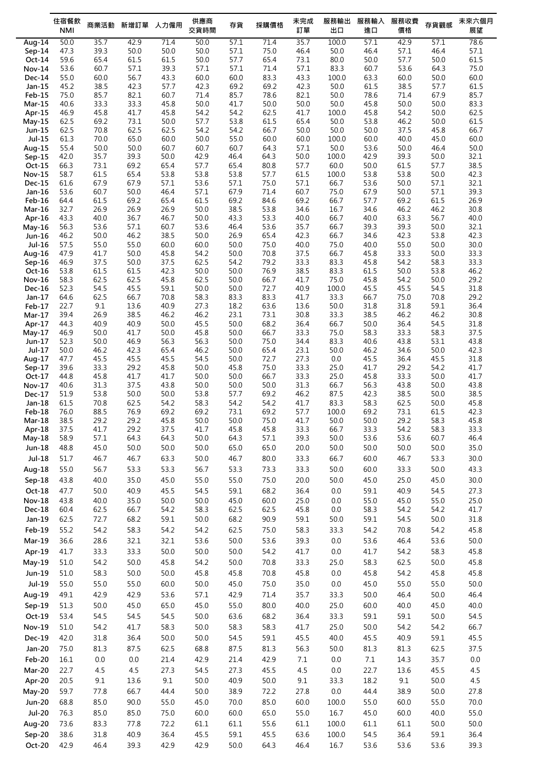| | 住宿餐飲 NMI | 商業活動 | 新增訂單 | 人力僱用 | 供應商交貨時間 | 存貨 | 採購價格 | 未完成訂單 | 服務輸出出口 | 服務輸入進口 | 服務收費價格 | 存貨觀感 | 未來六個月展望 |
|---|---|---|---|---|---|---|---|---|---|---|---|---|---|
| Aug-14 | 50.0 | 35.7 | 42.9 | 71.4 | 50.0 | 57.1 | 71.4 | 35.7 | 100.0 | 57.1 | 42.9 | 57.1 | 78.6 |
| Sep-14 | 47.3 | 39.3 | 50.0 | 50.0 | 50.0 | 57.1 | 75.0 | 46.4 | 50.0 | 46.4 | 57.1 | 46.4 | 57.1 |
| Oct-14 | 59.6 | 65.4 | 61.5 | 61.5 | 50.0 | 57.7 | 65.4 | 73.1 | 80.0 | 50.0 | 57.7 | 50.0 | 61.5 |
| Nov-14 | 53.6 | 60.7 | 57.1 | 39.3 | 57.1 | 57.1 | 71.4 | 57.1 | 83.3 | 60.7 | 53.6 | 64.3 | 75.0 |
| Dec-14 | 55.0 | 60.0 | 56.7 | 43.3 | 60.0 | 60.0 | 83.3 | 43.3 | 100.0 | 63.3 | 60.0 | 50.0 | 60.0 |
| Jan-15 | 45.2 | 38.5 | 42.3 | 57.7 | 42.3 | 69.2 | 69.2 | 42.3 | 50.0 | 61.5 | 38.5 | 57.7 | 61.5 |
| Feb-15 | 75.0 | 85.7 | 82.1 | 60.7 | 71.4 | 85.7 | 78.6 | 82.1 | 50.0 | 78.6 | 71.4 | 67.9 | 85.7 |
| Mar-15 | 40.6 | 33.3 | 33.3 | 45.8 | 50.0 | 41.7 | 50.0 | 50.0 | 50.0 | 45.8 | 50.0 | 50.0 | 83.3 |
| Apr-15 | 46.9 | 45.8 | 41.7 | 45.8 | 54.2 | 54.2 | 62.5 | 41.7 | 100.0 | 45.8 | 54.2 | 50.0 | 62.5 |
| May-15 | 62.5 | 69.2 | 73.1 | 50.0 | 57.7 | 53.8 | 61.5 | 65.4 | 50.0 | 53.8 | 46.2 | 50.0 | 61.5 |
| Jun-15 | 62.5 | 70.8 | 62.5 | 62.5 | 54.2 | 54.2 | 66.7 | 50.0 | 50.0 | 50.0 | 37.5 | 45.8 | 66.7 |
| Jul-15 | 61.3 | 70.0 | 65.0 | 60.0 | 50.0 | 55.0 | 60.0 | 60.0 | 100.0 | 60.0 | 40.0 | 45.0 | 60.0 |
| Aug-15 | 55.4 | 50.0 | 50.0 | 60.7 | 60.7 | 60.7 | 64.3 | 57.1 | 50.0 | 53.6 | 50.0 | 46.4 | 50.0 |
| Sep-15 | 42.0 | 35.7 | 39.3 | 50.0 | 42.9 | 46.4 | 64.3 | 50.0 | 100.0 | 42.9 | 39.3 | 50.0 | 32.1 |
| Oct-15 | 66.3 | 73.1 | 69.2 | 65.4 | 57.7 | 65.4 | 80.8 | 57.7 | 60.0 | 50.0 | 61.5 | 57.7 | 38.5 |
| Nov-15 | 58.7 | 61.5 | 65.4 | 53.8 | 53.8 | 53.8 | 57.7 | 61.5 | 100.0 | 53.8 | 53.8 | 50.0 | 42.3 |
| Dec-15 | 61.6 | 67.9 | 67.9 | 57.1 | 53.6 | 57.1 | 75.0 | 57.1 | 66.7 | 53.6 | 50.0 | 57.1 | 32.1 |
| Jan-16 | 53.6 | 60.7 | 50.0 | 46.4 | 57.1 | 67.9 | 71.4 | 60.7 | 75.0 | 67.9 | 50.0 | 57.1 | 39.3 |
| Feb-16 | 64.4 | 61.5 | 69.2 | 65.4 | 61.5 | 69.2 | 84.6 | 69.2 | 66.7 | 57.7 | 69.2 | 61.5 | 26.9 |
| Mar-16 | 32.7 | 26.9 | 26.9 | 26.9 | 50.0 | 38.5 | 53.8 | 34.6 | 16.7 | 34.6 | 46.2 | 46.2 | 30.8 |
| Apr-16 | 43.3 | 40.0 | 36.7 | 46.7 | 50.0 | 43.3 | 53.3 | 40.0 | 66.7 | 40.0 | 63.3 | 56.7 | 40.0 |
| May-16 | 56.3 | 53.6 | 57.1 | 60.7 | 53.6 | 46.4 | 53.6 | 35.7 | 66.7 | 39.3 | 39.3 | 50.0 | 32.1 |
| Jun-16 | 46.2 | 50.0 | 46.2 | 38.5 | 50.0 | 26.9 | 65.4 | 42.3 | 66.7 | 34.6 | 42.3 | 53.8 | 42.3 |
| Jul-16 | 57.5 | 55.0 | 55.0 | 60.0 | 60.0 | 50.0 | 75.0 | 40.0 | 75.0 | 40.0 | 55.0 | 50.0 | 30.0 |
| Aug-16 | 47.9 | 41.7 | 50.0 | 45.8 | 54.2 | 50.0 | 70.8 | 37.5 | 66.7 | 45.8 | 33.3 | 50.0 | 33.3 |
| Sep-16 | 46.9 | 37.5 | 50.0 | 37.5 | 62.5 | 54.2 | 79.2 | 33.3 | 83.3 | 45.8 | 54.2 | 58.3 | 33.3 |
| Oct-16 | 53.8 | 61.5 | 61.5 | 42.3 | 50.0 | 50.0 | 76.9 | 38.5 | 83.3 | 61.5 | 50.0 | 53.8 | 46.2 |
| Nov-16 | 58.3 | 62.5 | 62.5 | 45.8 | 62.5 | 50.0 | 66.7 | 41.7 | 75.0 | 45.8 | 54.2 | 50.0 | 29.2 |
| Dec-16 | 52.3 | 54.5 | 45.5 | 59.1 | 50.0 | 50.0 | 72.7 | 40.9 | 100.0 | 45.5 | 45.5 | 54.5 | 31.8 |
| Jan-17 | 64.6 | 62.5 | 66.7 | 70.8 | 58.3 | 83.3 | 83.3 | 41.7 | 33.3 | 66.7 | 75.0 | 70.8 | 29.2 |
| Feb-17 | 22.7 | 9.1 | 13.6 | 40.9 | 27.3 | 18.2 | 63.6 | 13.6 | 50.0 | 31.8 | 31.8 | 59.1 | 36.4 |
| Mar-17 | 39.4 | 26.9 | 38.5 | 46.2 | 46.2 | 23.1 | 73.1 | 30.8 | 33.3 | 38.5 | 46.2 | 46.2 | 30.8 |
| Apr-17 | 44.3 | 40.9 | 40.9 | 50.0 | 45.5 | 50.0 | 68.2 | 36.4 | 66.7 | 50.0 | 36.4 | 54.5 | 31.8 |
| May-17 | 46.9 | 50.0 | 41.7 | 50.0 | 45.8 | 50.0 | 66.7 | 33.3 | 75.0 | 58.3 | 33.3 | 58.3 | 37.5 |
| Jun-17 | 52.3 | 50.0 | 46.9 | 56.3 | 56.3 | 50.0 | 75.0 | 34.4 | 83.3 | 40.6 | 43.8 | 53.1 | 43.8 |
| Jul-17 | 50.0 | 46.2 | 42.3 | 65.4 | 46.2 | 50.0 | 65.4 | 23.1 | 50.0 | 46.2 | 34.6 | 50.0 | 42.3 |
| Aug-17 | 47.7 | 45.5 | 45.5 | 45.5 | 54.5 | 50.0 | 72.7 | 27.3 | 0.0 | 45.5 | 36.4 | 45.5 | 31.8 |
| Sep-17 | 39.6 | 33.3 | 29.2 | 45.8 | 50.0 | 45.8 | 75.0 | 33.3 | 25.0 | 41.7 | 29.2 | 54.2 | 41.7 |
| Oct-17 | 44.8 | 45.8 | 41.7 | 41.7 | 50.0 | 50.0 | 66.7 | 33.3 | 25.0 | 45.8 | 33.3 | 50.0 | 41.7 |
| Nov-17 | 40.6 | 31.3 | 37.5 | 43.8 | 50.0 | 50.0 | 50.0 | 31.3 | 66.7 | 56.3 | 43.8 | 50.0 | 43.8 |
| Dec-17 | 51.9 | 53.8 | 50.0 | 50.0 | 53.8 | 57.7 | 69.2 | 46.2 | 87.5 | 42.3 | 38.5 | 50.0 | 38.5 |
| Jan-18 | 61.5 | 70.8 | 62.5 | 54.2 | 58.3 | 54.2 | 54.2 | 41.7 | 83.3 | 58.3 | 62.5 | 50.0 | 45.8 |
| Feb-18 | 76.0 | 88.5 | 76.9 | 69.2 | 69.2 | 73.1 | 69.2 | 57.7 | 100.0 | 69.2 | 73.1 | 61.5 | 42.3 |
| Mar-18 | 38.5 | 29.2 | 29.2 | 45.8 | 50.0 | 50.0 | 75.0 | 41.7 | 50.0 | 50.0 | 29.2 | 58.3 | 45.8 |
| Apr-18 | 37.5 | 41.7 | 29.2 | 37.5 | 41.7 | 45.8 | 45.8 | 33.3 | 66.7 | 33.3 | 54.2 | 58.3 | 33.3 |
| May-18 | 58.9 | 57.1 | 64.3 | 64.3 | 50.0 | 64.3 | 57.1 | 39.3 | 50.0 | 53.6 | 53.6 | 60.7 | 46.4 |
| Jun-18 | 48.8 | 45.0 | 50.0 | 50.0 | 50.0 | 65.0 | 65.0 | 20.0 | 50.0 | 50.0 | 50.0 | 50.0 | 35.0 |
| Jul-18 | 51.7 | 46.7 | 46.7 | 63.3 | 50.0 | 46.7 | 80.0 | 33.3 | 66.7 | 60.0 | 46.7 | 53.3 | 30.0 |
| Aug-18 | 55.0 | 56.7 | 53.3 | 53.3 | 56.7 | 53.3 | 73.3 | 33.3 | 50.0 | 60.0 | 33.3 | 50.0 | 43.3 |
| Sep-18 | 43.8 | 40.0 | 35.0 | 45.0 | 55.0 | 55.0 | 75.0 | 20.0 | 50.0 | 45.0 | 25.0 | 45.0 | 30.0 |
| Oct-18 | 47.7 | 50.0 | 40.9 | 45.5 | 54.5 | 59.1 | 68.2 | 36.4 | 0.0 | 59.1 | 40.9 | 54.5 | 27.3 |
| Nov-18 | 43.8 | 40.0 | 35.0 | 50.0 | 50.0 | 45.0 | 60.0 | 25.0 | 0.0 | 55.0 | 45.0 | 55.0 | 25.0 |
| Dec-18 | 60.4 | 62.5 | 66.7 | 54.2 | 58.3 | 62.5 | 62.5 | 45.8 | 0.0 | 58.3 | 54.2 | 54.2 | 41.7 |
| Jan-19 | 62.5 | 72.7 | 68.2 | 59.1 | 50.0 | 68.2 | 90.9 | 59.1 | 50.0 | 59.1 | 54.5 | 50.0 | 31.8 |
| Feb-19 | 55.2 | 54.2 | 58.3 | 54.2 | 54.2 | 62.5 | 75.0 | 58.3 | 33.3 | 54.2 | 70.8 | 54.2 | 45.8 |
| Mar-19 | 36.6 | 28.6 | 32.1 | 32.1 | 53.6 | 50.0 | 53.6 | 39.3 | 0.0 | 53.6 | 46.4 | 53.6 | 50.0 |
| Apr-19 | 41.7 | 33.3 | 33.3 | 50.0 | 50.0 | 50.0 | 54.2 | 41.7 | 0.0 | 41.7 | 54.2 | 58.3 | 45.8 |
| May-19 | 51.0 | 54.2 | 50.0 | 45.8 | 54.2 | 50.0 | 70.8 | 33.3 | 25.0 | 58.3 | 62.5 | 50.0 | 45.8 |
| Jun-19 | 51.0 | 58.3 | 50.0 | 50.0 | 45.8 | 45.8 | 70.8 | 45.8 | 0.0 | 45.8 | 54.2 | 45.8 | 45.8 |
| Jul-19 | 55.0 | 55.0 | 55.0 | 60.0 | 50.0 | 45.0 | 75.0 | 35.0 | 0.0 | 45.0 | 55.0 | 55.0 | 50.0 |
| Aug-19 | 49.1 | 42.9 | 42.9 | 53.6 | 57.1 | 42.9 | 71.4 | 35.7 | 33.3 | 50.0 | 46.4 | 50.0 | 46.4 |
| Sep-19 | 51.3 | 50.0 | 45.0 | 65.0 | 45.0 | 55.0 | 80.0 | 40.0 | 25.0 | 60.0 | 40.0 | 45.0 | 40.0 |
| Oct-19 | 53.4 | 54.5 | 54.5 | 54.5 | 50.0 | 63.6 | 68.2 | 36.4 | 33.3 | 59.1 | 59.1 | 50.0 | 54.5 |
| Nov-19 | 51.0 | 54.2 | 41.7 | 58.3 | 50.0 | 58.3 | 58.3 | 41.7 | 25.0 | 50.0 | 54.2 | 54.2 | 66.7 |
| Dec-19 | 42.0 | 31.8 | 36.4 | 50.0 | 50.0 | 54.5 | 59.1 | 45.5 | 40.0 | 45.5 | 40.9 | 59.1 | 45.5 |
| Jan-20 | 75.0 | 81.3 | 87.5 | 62.5 | 68.8 | 87.5 | 81.3 | 56.3 | 50.0 | 81.3 | 81.3 | 62.5 | 37.5 |
| Feb-20 | 16.1 | 0.0 | 0.0 | 21.4 | 42.9 | 21.4 | 42.9 | 7.1 | 0.0 | 7.1 | 14.3 | 35.7 | 0.0 |
| Mar-20 | 22.7 | 4.5 | 4.5 | 27.3 | 54.5 | 27.3 | 45.5 | 4.5 | 0.0 | 22.7 | 13.6 | 45.5 | 4.5 |
| Apr-20 | 20.5 | 9.1 | 13.6 | 9.1 | 50.0 | 40.9 | 50.0 | 9.1 | 33.3 | 18.2 | 9.1 | 50.0 | 4.5 |
| May-20 | 59.7 | 77.8 | 66.7 | 44.4 | 50.0 | 38.9 | 72.2 | 27.8 | 0.0 | 44.4 | 38.9 | 50.0 | 27.8 |
| Jun-20 | 68.8 | 85.0 | 90.0 | 55.0 | 45.0 | 70.0 | 85.0 | 60.0 | 100.0 | 55.0 | 60.0 | 55.0 | 70.0 |
| Jul-20 | 76.3 | 85.0 | 85.0 | 75.0 | 60.0 | 60.0 | 65.0 | 55.0 | 16.7 | 45.0 | 60.0 | 40.0 | 55.0 |
| Aug-20 | 73.6 | 83.3 | 77.8 | 72.2 | 61.1 | 61.1 | 55.6 | 61.1 | 100.0 | 61.1 | 61.1 | 50.0 | 50.0 |
| Sep-20 | 38.6 | 31.8 | 40.9 | 36.4 | 45.5 | 59.1 | 45.5 | 63.6 | 100.0 | 54.5 | 36.4 | 59.1 | 36.4 |
| Oct-20 | 42.9 | 46.4 | 39.3 | 42.9 | 42.9 | 50.0 | 64.3 | 46.4 | 16.7 | 53.6 | 53.6 | 53.6 | 39.3 |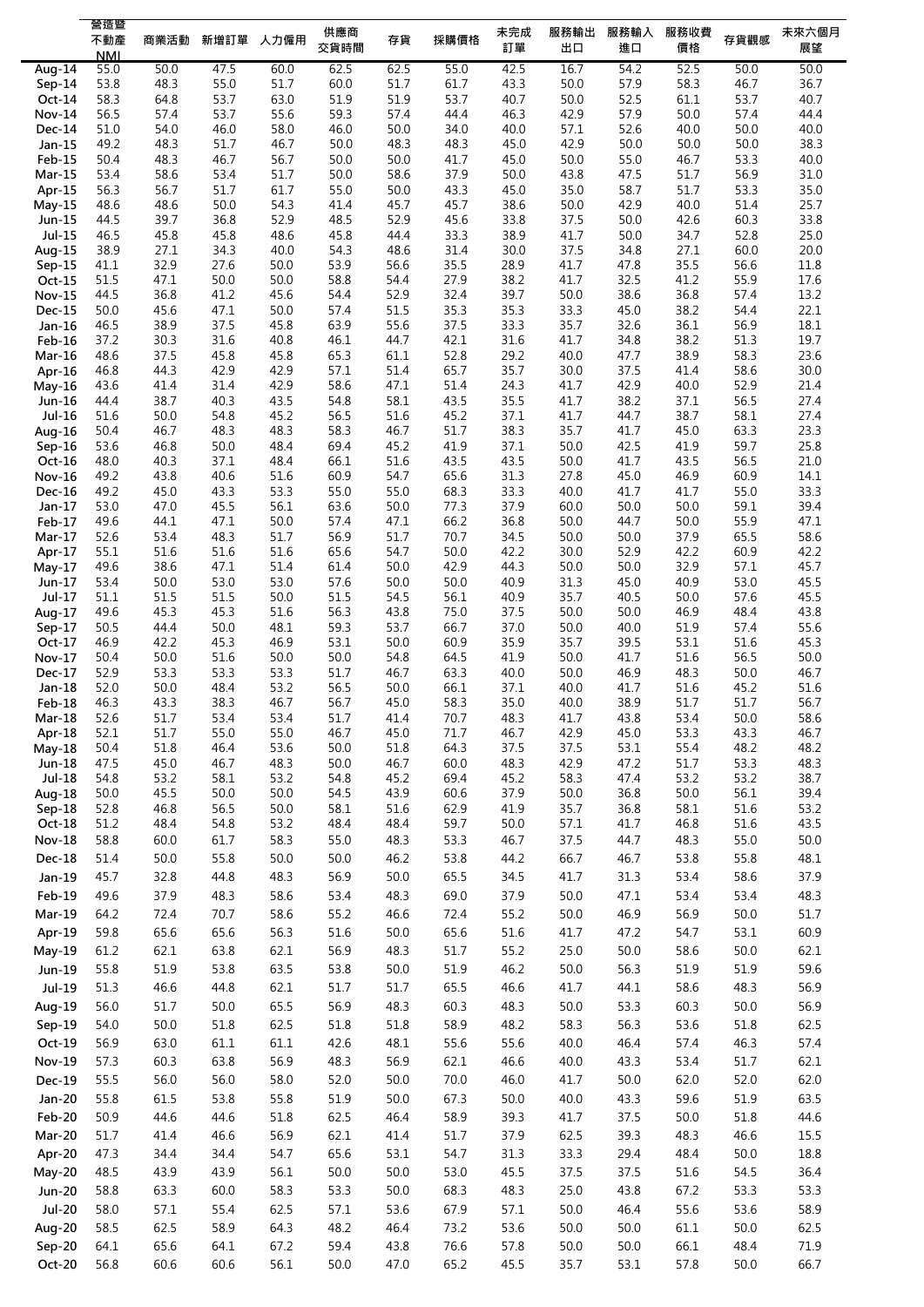| | 營造暨不動產 NMI | 商業活動 | 新增訂單 | 人力僱用 | 供應商交貨時間 | 存貨 | 採購價格 | 未完成訂單 | 服務輸出出口 | 服務輸入進口 | 服務收費價格 | 存貨觀感 | 未來六個月展望 |
|---|---|---|---|---|---|---|---|---|---|---|---|---|---|
| Aug-14 | 55.0 | 50.0 | 47.5 | 60.0 | 62.5 | 62.5 | 55.0 | 42.5 | 16.7 | 54.2 | 52.5 | 50.0 | 50.0 |
| Sep-14 | 53.8 | 48.3 | 55.0 | 51.7 | 60.0 | 51.7 | 61.7 | 43.3 | 50.0 | 57.9 | 58.3 | 46.7 | 36.7 |
| Oct-14 | 58.3 | 64.8 | 53.7 | 63.0 | 51.9 | 51.9 | 53.7 | 40.7 | 50.0 | 52.5 | 61.1 | 53.7 | 40.7 |
| Nov-14 | 56.5 | 57.4 | 53.7 | 55.6 | 59.3 | 57.4 | 44.4 | 46.3 | 42.9 | 57.9 | 50.0 | 57.4 | 44.4 |
| Dec-14 | 51.0 | 54.0 | 46.0 | 58.0 | 46.0 | 50.0 | 34.0 | 40.0 | 57.1 | 52.6 | 40.0 | 50.0 | 40.0 |
| Jan-15 | 49.2 | 48.3 | 51.7 | 46.7 | 50.0 | 48.3 | 48.3 | 45.0 | 42.9 | 50.0 | 50.0 | 50.0 | 38.3 |
| Feb-15 | 50.4 | 48.3 | 46.7 | 56.7 | 50.0 | 50.0 | 41.7 | 45.0 | 50.0 | 55.0 | 46.7 | 53.3 | 40.0 |
| Mar-15 | 53.4 | 58.6 | 53.4 | 51.7 | 50.0 | 58.6 | 37.9 | 50.0 | 43.8 | 47.5 | 51.7 | 56.9 | 31.0 |
| Apr-15 | 56.3 | 56.7 | 51.7 | 61.7 | 55.0 | 50.0 | 43.3 | 45.0 | 35.0 | 58.7 | 51.7 | 53.3 | 35.0 |
| May-15 | 48.6 | 48.6 | 50.0 | 54.3 | 41.4 | 45.7 | 45.7 | 38.6 | 50.0 | 42.9 | 40.0 | 51.4 | 25.7 |
| Jun-15 | 44.5 | 39.7 | 36.8 | 52.9 | 48.5 | 52.9 | 45.6 | 33.8 | 37.5 | 50.0 | 42.6 | 60.3 | 33.8 |
| Jul-15 | 46.5 | 45.8 | 45.8 | 48.6 | 45.8 | 44.4 | 33.3 | 38.9 | 41.7 | 50.0 | 34.7 | 52.8 | 25.0 |
| Aug-15 | 38.9 | 27.1 | 34.3 | 40.0 | 54.3 | 48.6 | 31.4 | 30.0 | 37.5 | 34.8 | 27.1 | 60.0 | 20.0 |
| Sep-15 | 41.1 | 32.9 | 27.6 | 50.0 | 53.9 | 56.6 | 35.5 | 28.9 | 41.7 | 47.8 | 35.5 | 56.6 | 11.8 |
| Oct-15 | 51.5 | 47.1 | 50.0 | 50.0 | 58.8 | 54.4 | 27.9 | 38.2 | 41.7 | 32.5 | 41.2 | 55.9 | 17.6 |
| Nov-15 | 44.5 | 36.8 | 41.2 | 45.6 | 54.4 | 52.9 | 32.4 | 39.7 | 50.0 | 38.6 | 36.8 | 57.4 | 13.2 |
| Dec-15 | 50.0 | 45.6 | 47.1 | 50.0 | 57.4 | 51.5 | 35.3 | 35.3 | 33.3 | 45.0 | 38.2 | 54.4 | 22.1 |
| Jan-16 | 46.5 | 38.9 | 37.5 | 45.8 | 63.9 | 55.6 | 37.5 | 33.3 | 35.7 | 32.6 | 36.1 | 56.9 | 18.1 |
| Feb-16 | 37.2 | 30.3 | 31.6 | 40.8 | 46.1 | 44.7 | 42.1 | 31.6 | 41.7 | 34.8 | 38.2 | 51.3 | 19.7 |
| Mar-16 | 48.6 | 37.5 | 45.8 | 45.8 | 65.3 | 61.1 | 52.8 | 29.2 | 40.0 | 47.7 | 38.9 | 58.3 | 23.6 |
| Apr-16 | 46.8 | 44.3 | 42.9 | 42.9 | 57.1 | 51.4 | 65.7 | 35.7 | 30.0 | 37.5 | 41.4 | 58.6 | 30.0 |
| May-16 | 43.6 | 41.4 | 31.4 | 42.9 | 58.6 | 47.1 | 51.4 | 24.3 | 41.7 | 42.9 | 40.0 | 52.9 | 21.4 |
| Jun-16 | 44.4 | 38.7 | 40.3 | 43.5 | 54.8 | 58.1 | 43.5 | 35.5 | 41.7 | 38.2 | 37.1 | 56.5 | 27.4 |
| Jul-16 | 51.6 | 50.0 | 54.8 | 45.2 | 56.5 | 51.6 | 45.2 | 37.1 | 41.7 | 44.7 | 38.7 | 58.1 | 27.4 |
| Aug-16 | 50.4 | 46.7 | 48.3 | 48.3 | 58.3 | 46.7 | 51.7 | 38.3 | 35.7 | 41.7 | 45.0 | 63.3 | 23.3 |
| Sep-16 | 53.6 | 46.8 | 50.0 | 48.4 | 69.4 | 45.2 | 41.9 | 37.1 | 50.0 | 42.5 | 41.9 | 59.7 | 25.8 |
| Oct-16 | 48.0 | 40.3 | 37.1 | 48.4 | 66.1 | 51.6 | 43.5 | 43.5 | 50.0 | 41.7 | 43.5 | 56.5 | 21.0 |
| Nov-16 | 49.2 | 43.8 | 40.6 | 51.6 | 60.9 | 54.7 | 65.6 | 31.3 | 27.8 | 45.0 | 46.9 | 60.9 | 14.1 |
| Dec-16 | 49.2 | 45.0 | 43.3 | 53.3 | 55.0 | 55.0 | 68.3 | 33.3 | 40.0 | 41.7 | 41.7 | 55.0 | 33.3 |
| Jan-17 | 53.0 | 47.0 | 45.5 | 56.1 | 63.6 | 50.0 | 77.3 | 37.9 | 60.0 | 50.0 | 50.0 | 59.1 | 39.4 |
| Feb-17 | 49.6 | 44.1 | 47.1 | 50.0 | 57.4 | 47.1 | 66.2 | 36.8 | 50.0 | 44.7 | 50.0 | 55.9 | 47.1 |
| Mar-17 | 52.6 | 53.4 | 48.3 | 51.7 | 56.9 | 51.7 | 70.7 | 34.5 | 50.0 | 50.0 | 37.9 | 65.5 | 58.6 |
| Apr-17 | 55.1 | 51.6 | 51.6 | 51.6 | 65.6 | 54.7 | 50.0 | 42.2 | 30.0 | 52.9 | 42.2 | 60.9 | 42.2 |
| May-17 | 49.6 | 38.6 | 47.1 | 51.4 | 61.4 | 50.0 | 42.9 | 44.3 | 50.0 | 50.0 | 32.9 | 57.1 | 45.7 |
| Jun-17 | 53.4 | 50.0 | 53.0 | 53.0 | 57.6 | 50.0 | 50.0 | 40.9 | 31.3 | 45.0 | 40.9 | 53.0 | 45.5 |
| Jul-17 | 51.1 | 51.5 | 51.5 | 50.0 | 51.5 | 54.5 | 56.1 | 40.9 | 35.7 | 40.5 | 50.0 | 57.6 | 45.5 |
| Aug-17 | 49.6 | 45.3 | 45.3 | 51.6 | 56.3 | 43.8 | 75.0 | 37.5 | 50.0 | 50.0 | 46.9 | 48.4 | 43.8 |
| Sep-17 | 50.5 | 44.4 | 50.0 | 48.1 | 59.3 | 53.7 | 66.7 | 37.0 | 50.0 | 40.0 | 51.9 | 57.4 | 55.6 |
| Oct-17 | 46.9 | 42.2 | 45.3 | 46.9 | 53.1 | 50.0 | 60.9 | 35.9 | 35.7 | 39.5 | 53.1 | 51.6 | 45.3 |
| Nov-17 | 50.4 | 50.0 | 51.6 | 50.0 | 50.0 | 54.8 | 64.5 | 41.9 | 50.0 | 41.7 | 51.6 | 56.5 | 50.0 |
| Dec-17 | 52.9 | 53.3 | 53.3 | 53.3 | 51.7 | 46.7 | 63.3 | 40.0 | 50.0 | 46.9 | 48.3 | 50.0 | 46.7 |
| Jan-18 | 52.0 | 50.0 | 48.4 | 53.2 | 56.5 | 50.0 | 66.1 | 37.1 | 40.0 | 41.7 | 51.6 | 45.2 | 51.6 |
| Feb-18 | 46.3 | 43.3 | 38.3 | 46.7 | 56.7 | 45.0 | 58.3 | 35.0 | 40.0 | 38.9 | 51.7 | 51.7 | 56.7 |
| Mar-18 | 52.6 | 51.7 | 53.4 | 53.4 | 51.7 | 41.4 | 70.7 | 48.3 | 41.7 | 43.8 | 53.4 | 50.0 | 58.6 |
| Apr-18 | 52.1 | 51.7 | 55.0 | 55.0 | 46.7 | 45.0 | 71.7 | 46.7 | 42.9 | 45.0 | 53.3 | 43.3 | 46.7 |
| May-18 | 50.4 | 51.8 | 46.4 | 53.6 | 50.0 | 51.8 | 64.3 | 37.5 | 37.5 | 53.1 | 55.4 | 48.2 | 48.2 |
| Jun-18 | 47.5 | 45.0 | 46.7 | 48.3 | 50.0 | 46.7 | 60.0 | 48.3 | 42.9 | 47.2 | 51.7 | 53.3 | 48.3 |
| Jul-18 | 54.8 | 53.2 | 58.1 | 53.2 | 54.8 | 45.2 | 69.4 | 45.2 | 58.3 | 47.4 | 53.2 | 53.2 | 38.7 |
| Aug-18 | 50.0 | 45.5 | 50.0 | 50.0 | 54.5 | 43.9 | 60.6 | 37.9 | 50.0 | 36.8 | 50.0 | 56.1 | 39.4 |
| Sep-18 | 52.8 | 46.8 | 56.5 | 50.0 | 58.1 | 51.6 | 62.9 | 41.9 | 35.7 | 36.8 | 58.1 | 51.6 | 53.2 |
| Oct-18 | 51.2 | 48.4 | 54.8 | 53.2 | 48.4 | 48.4 | 59.7 | 50.0 | 57.1 | 41.7 | 46.8 | 51.6 | 43.5 |
| Nov-18 | 58.8 | 60.0 | 61.7 | 58.3 | 55.0 | 48.3 | 53.3 | 46.7 | 37.5 | 44.7 | 48.3 | 55.0 | 50.0 |
| Dec-18 | 51.4 | 50.0 | 55.8 | 50.0 | 50.0 | 46.2 | 53.8 | 44.2 | 66.7 | 46.7 | 53.8 | 55.8 | 48.1 |
| Jan-19 | 45.7 | 32.8 | 44.8 | 48.3 | 56.9 | 50.0 | 65.5 | 34.5 | 41.7 | 31.3 | 53.4 | 58.6 | 37.9 |
| Feb-19 | 49.6 | 37.9 | 48.3 | 58.6 | 53.4 | 48.3 | 69.0 | 37.9 | 50.0 | 47.1 | 53.4 | 53.4 | 48.3 |
| Mar-19 | 64.2 | 72.4 | 70.7 | 58.6 | 55.2 | 46.6 | 72.4 | 55.2 | 50.0 | 46.9 | 56.9 | 50.0 | 51.7 |
| Apr-19 | 59.8 | 65.6 | 65.6 | 56.3 | 51.6 | 50.0 | 65.6 | 51.6 | 41.7 | 47.2 | 54.7 | 53.1 | 60.9 |
| May-19 | 61.2 | 62.1 | 63.8 | 62.1 | 56.9 | 48.3 | 51.7 | 55.2 | 25.0 | 50.0 | 58.6 | 50.0 | 62.1 |
| Jun-19 | 55.8 | 51.9 | 53.8 | 63.5 | 53.8 | 50.0 | 51.9 | 46.2 | 50.0 | 56.3 | 51.9 | 51.9 | 59.6 |
| Jul-19 | 51.3 | 46.6 | 44.8 | 62.1 | 51.7 | 51.7 | 65.5 | 46.6 | 41.7 | 44.1 | 58.6 | 48.3 | 56.9 |
| Aug-19 | 56.0 | 51.7 | 50.0 | 65.5 | 56.9 | 48.3 | 60.3 | 48.3 | 50.0 | 53.3 | 60.3 | 50.0 | 56.9 |
| Sep-19 | 54.0 | 50.0 | 51.8 | 62.5 | 51.8 | 51.8 | 58.9 | 48.2 | 58.3 | 56.3 | 53.6 | 51.8 | 62.5 |
| Oct-19 | 56.9 | 63.0 | 61.1 | 61.1 | 42.6 | 48.1 | 55.6 | 55.6 | 40.0 | 46.4 | 57.4 | 46.3 | 57.4 |
| Nov-19 | 57.3 | 60.3 | 63.8 | 56.9 | 48.3 | 56.9 | 62.1 | 46.6 | 40.0 | 43.3 | 53.4 | 51.7 | 62.1 |
| Dec-19 | 55.5 | 56.0 | 56.0 | 58.0 | 52.0 | 50.0 | 70.0 | 46.0 | 41.7 | 50.0 | 62.0 | 52.0 | 62.0 |
| Jan-20 | 55.8 | 61.5 | 53.8 | 55.8 | 51.9 | 50.0 | 67.3 | 50.0 | 40.0 | 43.3 | 59.6 | 51.9 | 63.5 |
| Feb-20 | 50.9 | 44.6 | 44.6 | 51.8 | 62.5 | 46.4 | 58.9 | 39.3 | 41.7 | 37.5 | 50.0 | 51.8 | 44.6 |
| Mar-20 | 51.7 | 41.4 | 46.6 | 56.9 | 62.1 | 41.4 | 51.7 | 37.9 | 62.5 | 39.3 | 48.3 | 46.6 | 15.5 |
| Apr-20 | 47.3 | 34.4 | 34.4 | 54.7 | 65.6 | 53.1 | 54.7 | 31.3 | 33.3 | 29.4 | 48.4 | 50.0 | 18.8 |
| May-20 | 48.5 | 43.9 | 43.9 | 56.1 | 50.0 | 50.0 | 53.0 | 45.5 | 37.5 | 37.5 | 51.6 | 54.5 | 36.4 |
| Jun-20 | 58.8 | 63.3 | 60.0 | 58.3 | 53.3 | 50.0 | 68.3 | 48.3 | 25.0 | 43.8 | 67.2 | 53.3 | 53.3 |
| Jul-20 | 58.0 | 57.1 | 55.4 | 62.5 | 57.1 | 53.6 | 67.9 | 57.1 | 50.0 | 46.4 | 55.6 | 53.6 | 58.9 |
| Aug-20 | 58.5 | 62.5 | 58.9 | 64.3 | 48.2 | 46.4 | 73.2 | 53.6 | 50.0 | 50.0 | 61.1 | 50.0 | 62.5 |
| Sep-20 | 64.1 | 65.6 | 64.1 | 67.2 | 59.4 | 43.8 | 76.6 | 57.8 | 50.0 | 50.0 | 66.1 | 48.4 | 71.9 |
| Oct-20 | 56.8 | 60.6 | 60.6 | 56.1 | 50.0 | 47.0 | 65.2 | 45.5 | 35.7 | 53.1 | 57.8 | 50.0 | 66.7 |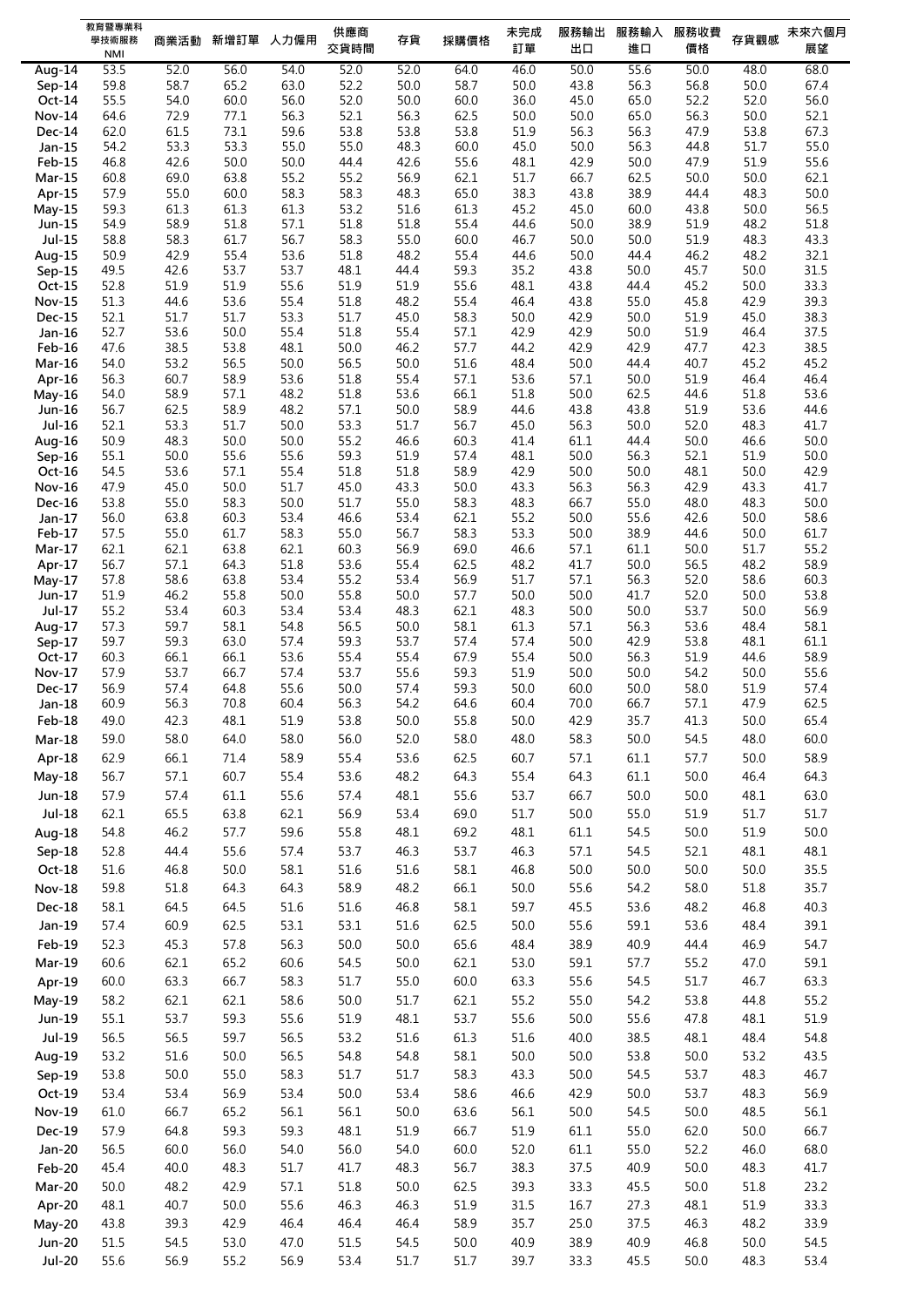| | 教育暨專業科學技術服務 NMI | 商業活動 | 新增訂單 | 人力僱用 | 供應商交貨時間 | 存貨 | 採購價格 | 未完成訂單 | 服務輸出出口 | 服務輸入進口 | 服務收費價格 | 存貨觀感 | 未來六個月展望 |
|---|---|---|---|---|---|---|---|---|---|---|---|---|---|
| Aug-14 | 53.5 | 52.0 | 56.0 | 54.0 | 52.0 | 52.0 | 64.0 | 46.0 | 50.0 | 55.6 | 50.0 | 48.0 | 68.0 |
| Sep-14 | 59.8 | 58.7 | 65.2 | 63.0 | 52.2 | 50.0 | 58.7 | 50.0 | 43.8 | 56.3 | 56.8 | 50.0 | 67.4 |
| Oct-14 | 55.5 | 54.0 | 60.0 | 56.0 | 52.0 | 50.0 | 60.0 | 36.0 | 45.0 | 65.0 | 52.2 | 52.0 | 56.0 |
| Nov-14 | 64.6 | 72.9 | 77.1 | 56.3 | 52.1 | 56.3 | 62.5 | 50.0 | 50.0 | 65.0 | 56.3 | 50.0 | 52.1 |
| Dec-14 | 62.0 | 61.5 | 73.1 | 59.6 | 53.8 | 53.8 | 53.8 | 51.9 | 56.3 | 56.3 | 47.9 | 53.8 | 67.3 |
| Jan-15 | 54.2 | 53.3 | 53.3 | 55.0 | 55.0 | 48.3 | 60.0 | 45.0 | 50.0 | 56.3 | 44.8 | 51.7 | 55.0 |
| Feb-15 | 46.8 | 42.6 | 50.0 | 50.0 | 44.4 | 42.6 | 55.6 | 48.1 | 42.9 | 50.0 | 47.9 | 51.9 | 55.6 |
| Mar-15 | 60.8 | 69.0 | 63.8 | 55.2 | 55.2 | 56.9 | 62.1 | 51.7 | 66.7 | 62.5 | 50.0 | 50.0 | 62.1 |
| Apr-15 | 57.9 | 55.0 | 60.0 | 58.3 | 58.3 | 48.3 | 65.0 | 38.3 | 43.8 | 38.9 | 44.4 | 48.3 | 50.0 |
| May-15 | 59.3 | 61.3 | 61.3 | 61.3 | 53.2 | 51.6 | 61.3 | 45.2 | 45.0 | 60.0 | 43.8 | 50.0 | 56.5 |
| Jun-15 | 54.9 | 58.9 | 51.8 | 57.1 | 51.8 | 51.8 | 55.4 | 44.6 | 50.0 | 38.9 | 51.9 | 48.2 | 51.8 |
| Jul-15 | 58.8 | 58.3 | 61.7 | 56.7 | 58.3 | 55.0 | 60.0 | 46.7 | 50.0 | 50.0 | 51.9 | 48.3 | 43.3 |
| Aug-15 | 50.9 | 42.9 | 55.4 | 53.6 | 51.8 | 48.2 | 55.4 | 44.6 | 50.0 | 44.4 | 46.2 | 48.2 | 32.1 |
| Sep-15 | 49.5 | 42.6 | 53.7 | 53.7 | 48.1 | 44.4 | 59.3 | 35.2 | 43.8 | 50.0 | 45.7 | 50.0 | 31.5 |
| Oct-15 | 52.8 | 51.9 | 51.9 | 55.6 | 51.9 | 51.9 | 55.6 | 48.1 | 43.8 | 44.4 | 45.2 | 50.0 | 33.3 |
| Nov-15 | 51.3 | 44.6 | 53.6 | 55.4 | 51.8 | 48.2 | 55.4 | 46.4 | 43.8 | 55.0 | 45.8 | 42.9 | 39.3 |
| Dec-15 | 52.1 | 51.7 | 51.7 | 53.3 | 51.7 | 45.0 | 58.3 | 50.0 | 42.9 | 50.0 | 51.9 | 45.0 | 38.3 |
| Jan-16 | 52.7 | 53.6 | 50.0 | 55.4 | 51.8 | 55.4 | 57.1 | 42.9 | 42.9 | 50.0 | 51.9 | 46.4 | 37.5 |
| Feb-16 | 47.6 | 38.5 | 53.8 | 48.1 | 50.0 | 46.2 | 57.7 | 44.2 | 42.9 | 42.9 | 47.7 | 42.3 | 38.5 |
| Mar-16 | 54.0 | 53.2 | 56.5 | 50.0 | 56.5 | 50.0 | 51.6 | 48.4 | 50.0 | 44.4 | 40.7 | 45.2 | 45.2 |
| Apr-16 | 56.3 | 60.7 | 58.9 | 53.6 | 51.8 | 55.4 | 57.1 | 53.6 | 57.1 | 50.0 | 51.9 | 46.4 | 46.4 |
| May-16 | 54.0 | 58.9 | 57.1 | 48.2 | 51.8 | 53.6 | 66.1 | 51.8 | 50.0 | 62.5 | 44.6 | 51.8 | 53.6 |
| Jun-16 | 56.7 | 62.5 | 58.9 | 48.2 | 57.1 | 50.0 | 58.9 | 44.6 | 43.8 | 43.8 | 51.9 | 53.6 | 44.6 |
| Jul-16 | 52.1 | 53.3 | 51.7 | 50.0 | 53.3 | 51.7 | 56.7 | 45.0 | 56.3 | 50.0 | 52.0 | 48.3 | 41.7 |
| Aug-16 | 50.9 | 48.3 | 50.0 | 50.0 | 55.2 | 46.6 | 60.3 | 41.4 | 61.1 | 44.4 | 50.0 | 46.6 | 50.0 |
| Sep-16 | 55.1 | 50.0 | 55.6 | 55.6 | 59.3 | 51.9 | 57.4 | 48.1 | 50.0 | 56.3 | 52.1 | 51.9 | 50.0 |
| Oct-16 | 54.5 | 53.6 | 57.1 | 55.4 | 51.8 | 51.8 | 58.9 | 42.9 | 50.0 | 50.0 | 48.1 | 50.0 | 42.9 |
| Nov-16 | 47.9 | 45.0 | 50.0 | 51.7 | 45.0 | 43.3 | 50.0 | 43.3 | 56.3 | 56.3 | 42.9 | 43.3 | 41.7 |
| Dec-16 | 53.8 | 55.0 | 58.3 | 50.0 | 51.7 | 55.0 | 58.3 | 48.3 | 66.7 | 55.0 | 48.0 | 48.3 | 50.0 |
| Jan-17 | 56.0 | 63.8 | 60.3 | 53.4 | 46.6 | 53.4 | 62.1 | 55.2 | 50.0 | 55.6 | 42.6 | 50.0 | 58.6 |
| Feb-17 | 57.5 | 55.0 | 61.7 | 58.3 | 55.0 | 56.7 | 58.3 | 53.3 | 50.0 | 38.9 | 44.6 | 50.0 | 61.7 |
| Mar-17 | 62.1 | 62.1 | 63.8 | 62.1 | 60.3 | 56.9 | 69.0 | 46.6 | 57.1 | 61.1 | 50.0 | 51.7 | 55.2 |
| Apr-17 | 56.7 | 57.1 | 64.3 | 51.8 | 53.6 | 55.4 | 62.5 | 48.2 | 41.7 | 50.0 | 56.5 | 48.2 | 58.9 |
| May-17 | 57.8 | 58.6 | 63.8 | 53.4 | 55.2 | 53.4 | 56.9 | 51.7 | 57.1 | 56.3 | 52.0 | 58.6 | 60.3 |
| Jun-17 | 51.9 | 46.2 | 55.8 | 50.0 | 55.8 | 50.0 | 57.7 | 50.0 | 50.0 | 41.7 | 52.0 | 50.0 | 53.8 |
| Jul-17 | 55.2 | 53.4 | 60.3 | 53.4 | 53.4 | 48.3 | 62.1 | 48.3 | 50.0 | 50.0 | 53.7 | 50.0 | 56.9 |
| Aug-17 | 57.3 | 59.7 | 58.1 | 54.8 | 56.5 | 50.0 | 58.1 | 61.3 | 57.1 | 56.3 | 53.6 | 48.4 | 58.1 |
| Sep-17 | 59.7 | 59.3 | 63.0 | 57.4 | 59.3 | 53.7 | 57.4 | 57.4 | 50.0 | 42.9 | 53.8 | 48.1 | 61.1 |
| Oct-17 | 60.3 | 66.1 | 66.1 | 53.6 | 55.4 | 55.4 | 67.9 | 55.4 | 50.0 | 56.3 | 51.9 | 44.6 | 58.9 |
| Nov-17 | 57.9 | 53.7 | 66.7 | 57.4 | 53.7 | 55.6 | 59.3 | 51.9 | 50.0 | 50.0 | 54.2 | 50.0 | 55.6 |
| Dec-17 | 56.9 | 57.4 | 64.8 | 55.6 | 50.0 | 57.4 | 59.3 | 50.0 | 60.0 | 50.0 | 58.0 | 51.9 | 57.4 |
| Jan-18 | 60.9 | 56.3 | 70.8 | 60.4 | 56.3 | 54.2 | 64.6 | 60.4 | 70.0 | 66.7 | 57.1 | 47.9 | 62.5 |
| Feb-18 | 49.0 | 42.3 | 48.1 | 51.9 | 53.8 | 50.0 | 55.8 | 50.0 | 42.9 | 35.7 | 41.3 | 50.0 | 65.4 |
| Mar-18 | 59.0 | 58.0 | 64.0 | 58.0 | 56.0 | 52.0 | 58.0 | 48.0 | 58.3 | 50.0 | 54.5 | 48.0 | 60.0 |
| Apr-18 | 62.9 | 66.1 | 71.4 | 58.9 | 55.4 | 53.6 | 62.5 | 60.7 | 57.1 | 61.1 | 57.7 | 50.0 | 58.9 |
| May-18 | 56.7 | 57.1 | 60.7 | 55.4 | 53.6 | 48.2 | 64.3 | 55.4 | 64.3 | 61.1 | 50.0 | 46.4 | 64.3 |
| Jun-18 | 57.9 | 57.4 | 61.1 | 55.6 | 57.4 | 48.1 | 55.6 | 53.7 | 66.7 | 50.0 | 50.0 | 48.1 | 63.0 |
| Jul-18 | 62.1 | 65.5 | 63.8 | 62.1 | 56.9 | 53.4 | 69.0 | 51.7 | 50.0 | 55.0 | 51.9 | 51.7 | 51.7 |
| Aug-18 | 54.8 | 46.2 | 57.7 | 59.6 | 55.8 | 48.1 | 69.2 | 48.1 | 61.1 | 54.5 | 50.0 | 51.9 | 50.0 |
| Sep-18 | 52.8 | 44.4 | 55.6 | 57.4 | 53.7 | 46.3 | 53.7 | 46.3 | 57.1 | 54.5 | 52.1 | 48.1 | 48.1 |
| Oct-18 | 51.6 | 46.8 | 50.0 | 58.1 | 51.6 | 51.6 | 58.1 | 46.8 | 50.0 | 50.0 | 50.0 | 50.0 | 35.5 |
| Nov-18 | 59.8 | 51.8 | 64.3 | 64.3 | 58.9 | 48.2 | 66.1 | 50.0 | 55.6 | 54.2 | 58.0 | 51.8 | 35.7 |
| Dec-18 | 58.1 | 64.5 | 64.5 | 51.6 | 51.6 | 46.8 | 58.1 | 59.7 | 45.5 | 53.6 | 48.2 | 46.8 | 40.3 |
| Jan-19 | 57.4 | 60.9 | 62.5 | 53.1 | 53.1 | 51.6 | 62.5 | 50.0 | 55.6 | 59.1 | 53.6 | 48.4 | 39.1 |
| Feb-19 | 52.3 | 45.3 | 57.8 | 56.3 | 50.0 | 50.0 | 65.6 | 48.4 | 38.9 | 40.9 | 44.4 | 46.9 | 54.7 |
| Mar-19 | 60.6 | 62.1 | 65.2 | 60.6 | 54.5 | 50.0 | 62.1 | 53.0 | 59.1 | 57.7 | 55.2 | 47.0 | 59.1 |
| Apr-19 | 60.0 | 63.3 | 66.7 | 58.3 | 51.7 | 55.0 | 60.0 | 63.3 | 55.6 | 54.5 | 51.7 | 46.7 | 63.3 |
| May-19 | 58.2 | 62.1 | 62.1 | 58.6 | 50.0 | 51.7 | 62.1 | 55.2 | 55.0 | 54.2 | 53.8 | 44.8 | 55.2 |
| Jun-19 | 55.1 | 53.7 | 59.3 | 55.6 | 51.9 | 48.1 | 53.7 | 55.6 | 50.0 | 55.6 | 47.8 | 48.1 | 51.9 |
| Jul-19 | 56.5 | 56.5 | 59.7 | 56.5 | 53.2 | 51.6 | 61.3 | 51.6 | 40.0 | 38.5 | 48.1 | 48.4 | 54.8 |
| Aug-19 | 53.2 | 51.6 | 50.0 | 56.5 | 54.8 | 54.8 | 58.1 | 50.0 | 50.0 | 53.8 | 50.0 | 53.2 | 43.5 |
| Sep-19 | 53.8 | 50.0 | 55.0 | 58.3 | 51.7 | 51.7 | 58.3 | 43.3 | 50.0 | 54.5 | 53.7 | 48.3 | 46.7 |
| Oct-19 | 53.4 | 53.4 | 56.9 | 53.4 | 50.0 | 53.4 | 58.6 | 46.6 | 42.9 | 50.0 | 53.7 | 48.3 | 56.9 |
| Nov-19 | 61.0 | 66.7 | 65.2 | 56.1 | 56.1 | 50.0 | 63.6 | 56.1 | 50.0 | 54.5 | 50.0 | 48.5 | 56.1 |
| Dec-19 | 57.9 | 64.8 | 59.3 | 59.3 | 48.1 | 51.9 | 66.7 | 51.9 | 61.1 | 55.0 | 62.0 | 50.0 | 66.7 |
| Jan-20 | 56.5 | 60.0 | 56.0 | 54.0 | 56.0 | 54.0 | 60.0 | 52.0 | 61.1 | 55.0 | 52.2 | 46.0 | 68.0 |
| Feb-20 | 45.4 | 40.0 | 48.3 | 51.7 | 41.7 | 48.3 | 56.7 | 38.3 | 37.5 | 40.9 | 50.0 | 48.3 | 41.7 |
| Mar-20 | 50.0 | 48.2 | 42.9 | 57.1 | 51.8 | 50.0 | 62.5 | 39.3 | 33.3 | 45.5 | 50.0 | 51.8 | 23.2 |
| Apr-20 | 48.1 | 40.7 | 50.0 | 55.6 | 46.3 | 46.3 | 51.9 | 31.5 | 16.7 | 27.3 | 48.1 | 51.9 | 33.3 |
| May-20 | 43.8 | 39.3 | 42.9 | 46.4 | 46.4 | 46.4 | 58.9 | 35.7 | 25.0 | 37.5 | 46.3 | 48.2 | 33.9 |
| Jun-20 | 51.5 | 54.5 | 53.0 | 47.0 | 51.5 | 54.5 | 50.0 | 40.9 | 38.9 | 40.9 | 46.8 | 50.0 | 54.5 |
| Jul-20 | 55.6 | 56.9 | 55.2 | 56.9 | 53.4 | 51.7 | 51.7 | 39.7 | 33.3 | 45.5 | 50.0 | 48.3 | 53.4 |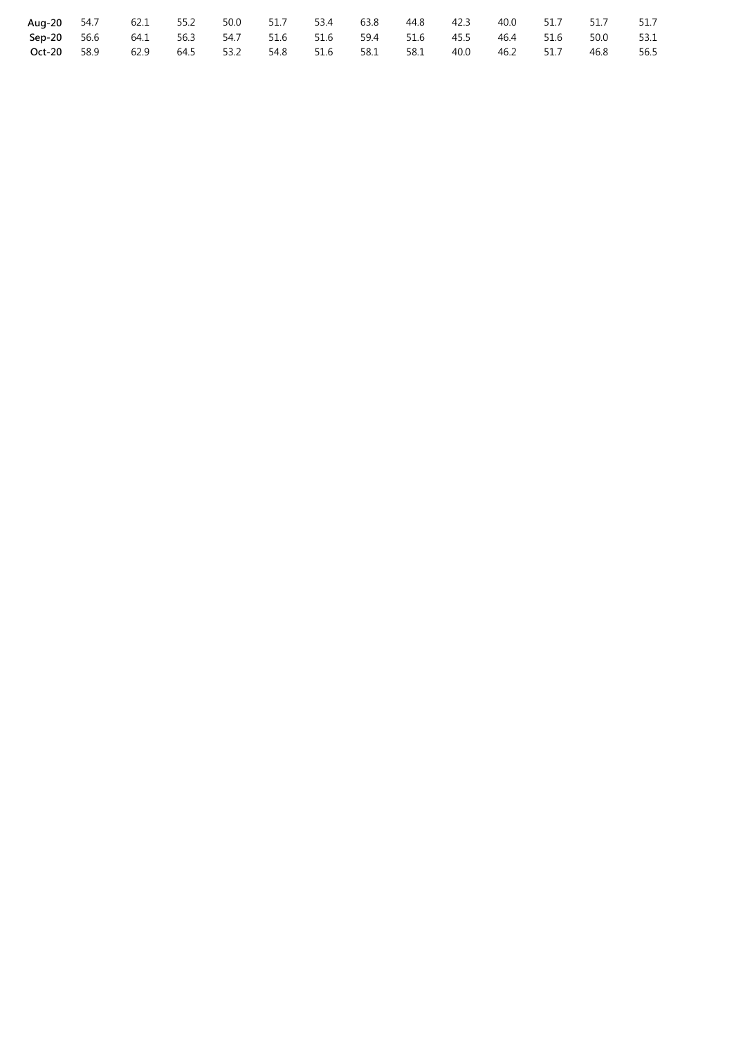| | | | | | | | | | | | | | |
|---|---|---|---|---|---|---|---|---|---|---|---|---|---|
| **Aug-20** | 54.7 | 62.1 | 55.2 | 50.0 | 51.7 | 53.4 | 63.8 | 44.8 | 42.3 | 40.0 | 51.7 | 51.7 | 51.7 |
| **Sep-20** | 56.6 | 64.1 | 56.3 | 54.7 | 51.6 | 51.6 | 59.4 | 51.6 | 45.5 | 46.4 | 51.6 | 50.0 | 53.1 |
| **Oct-20** | 58.9 | 62.9 | 64.5 | 53.2 | 54.8 | 51.6 | 58.1 | 58.1 | 40.0 | 46.2 | 51.7 | 46.8 | 56.5 |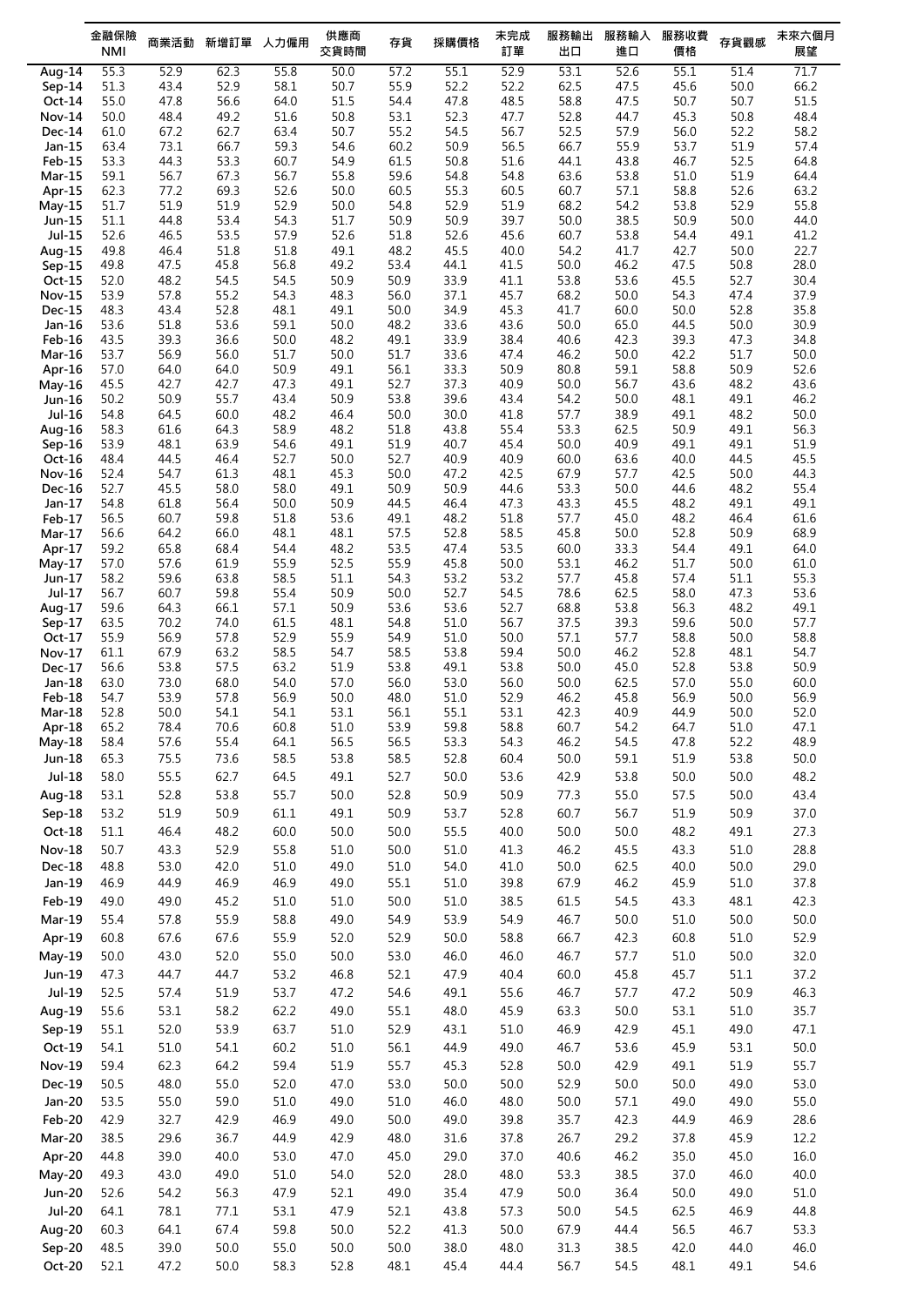| | 金融保險 NMI | 商業活動 | 新增訂單 | 人力僱用 | 供應商交貨時間 | 存貨 | 採購價格 | 未完成訂單 | 服務輸出出口 | 服務輸入進口 | 服務收費價格 | 存貨觀感 | 未來六個月展望 |
|---|---|---|---|---|---|---|---|---|---|---|---|---|---|
| Aug-14 | 55.3 | 52.9 | 62.3 | 55.8 | 50.0 | 57.2 | 55.1 | 52.9 | 53.1 | 52.6 | 55.1 | 51.4 | 71.7 |
| Sep-14 | 51.3 | 43.4 | 52.9 | 58.1 | 50.7 | 55.9 | 52.2 | 52.2 | 62.5 | 47.5 | 45.6 | 50.0 | 66.2 |
| Oct-14 | 55.0 | 47.8 | 56.6 | 64.0 | 51.5 | 54.4 | 47.8 | 48.5 | 58.8 | 47.5 | 50.7 | 50.7 | 51.5 |
| Nov-14 | 50.0 | 48.4 | 49.2 | 51.6 | 50.8 | 53.1 | 52.3 | 47.7 | 52.8 | 44.7 | 45.3 | 50.8 | 48.4 |
| Dec-14 | 61.0 | 67.2 | 62.7 | 63.4 | 50.7 | 55.2 | 54.5 | 56.7 | 52.5 | 57.9 | 56.0 | 52.2 | 58.2 |
| Jan-15 | 63.4 | 73.1 | 66.7 | 59.3 | 54.6 | 60.2 | 50.9 | 56.5 | 66.7 | 55.9 | 53.7 | 51.9 | 57.4 |
| Feb-15 | 53.3 | 44.3 | 53.3 | 60.7 | 54.9 | 61.5 | 50.8 | 51.6 | 44.1 | 43.8 | 46.7 | 52.5 | 64.8 |
| Mar-15 | 59.1 | 56.7 | 67.3 | 56.7 | 55.8 | 59.6 | 54.8 | 54.8 | 63.6 | 53.8 | 51.0 | 51.9 | 64.4 |
| Apr-15 | 62.3 | 77.2 | 69.3 | 52.6 | 50.0 | 60.5 | 55.3 | 60.5 | 60.7 | 57.1 | 58.8 | 52.6 | 63.2 |
| May-15 | 51.7 | 51.9 | 51.9 | 52.9 | 50.0 | 54.8 | 52.9 | 51.9 | 68.2 | 54.2 | 53.8 | 52.9 | 55.8 |
| Jun-15 | 51.1 | 44.8 | 53.4 | 54.3 | 51.7 | 50.9 | 50.9 | 39.7 | 50.0 | 38.5 | 50.9 | 50.0 | 44.0 |
| Jul-15 | 52.6 | 46.5 | 53.5 | 57.9 | 52.6 | 51.8 | 52.6 | 45.6 | 60.7 | 53.8 | 54.4 | 49.1 | 41.2 |
| Aug-15 | 49.8 | 46.4 | 51.8 | 51.8 | 49.1 | 48.2 | 45.5 | 40.0 | 54.2 | 41.7 | 42.7 | 50.0 | 22.7 |
| Sep-15 | 49.8 | 47.5 | 45.8 | 56.8 | 49.2 | 53.4 | 44.1 | 41.5 | 50.0 | 46.2 | 47.5 | 50.8 | 28.0 |
| Oct-15 | 52.0 | 48.2 | 54.5 | 54.5 | 50.9 | 50.9 | 33.9 | 41.1 | 53.8 | 53.6 | 45.5 | 52.7 | 30.4 |
| Nov-15 | 53.9 | 57.8 | 55.2 | 54.3 | 48.3 | 56.0 | 37.1 | 45.7 | 68.2 | 50.0 | 54.3 | 47.4 | 37.9 |
| Dec-15 | 48.3 | 43.4 | 52.8 | 48.1 | 49.1 | 50.0 | 34.9 | 45.3 | 41.7 | 60.0 | 50.0 | 52.8 | 35.8 |
| Jan-16 | 53.6 | 51.8 | 53.6 | 59.1 | 50.0 | 48.2 | 33.6 | 43.6 | 50.0 | 65.0 | 44.5 | 50.0 | 30.9 |
| Feb-16 | 43.5 | 39.3 | 36.6 | 50.0 | 48.2 | 49.1 | 33.9 | 38.4 | 40.6 | 42.3 | 39.3 | 47.3 | 34.8 |
| Mar-16 | 53.7 | 56.9 | 56.0 | 51.7 | 50.0 | 51.7 | 33.6 | 47.4 | 46.2 | 50.0 | 42.2 | 51.7 | 50.0 |
| Apr-16 | 57.0 | 64.0 | 64.0 | 50.9 | 49.1 | 56.1 | 33.3 | 50.9 | 80.8 | 59.1 | 58.8 | 50.9 | 52.6 |
| May-16 | 45.5 | 42.7 | 42.7 | 47.3 | 49.1 | 52.7 | 37.3 | 40.9 | 50.0 | 56.7 | 43.6 | 48.2 | 43.6 |
| Jun-16 | 50.2 | 50.9 | 55.7 | 43.4 | 50.9 | 53.8 | 39.6 | 43.4 | 54.2 | 50.0 | 48.1 | 49.1 | 46.2 |
| Jul-16 | 54.8 | 64.5 | 60.0 | 48.2 | 46.4 | 50.0 | 30.0 | 41.8 | 57.7 | 38.9 | 49.1 | 48.2 | 50.0 |
| Aug-16 | 58.3 | 61.6 | 64.3 | 58.9 | 48.2 | 51.8 | 43.8 | 55.4 | 53.3 | 62.5 | 50.9 | 49.1 | 56.3 |
| Sep-16 | 53.9 | 48.1 | 63.9 | 54.6 | 49.1 | 51.9 | 40.7 | 45.4 | 50.0 | 40.9 | 49.1 | 49.1 | 51.9 |
| Oct-16 | 48.4 | 44.5 | 46.4 | 52.7 | 50.0 | 52.7 | 40.9 | 40.9 | 60.0 | 63.6 | 40.0 | 44.5 | 45.5 |
| Nov-16 | 52.4 | 54.7 | 61.3 | 48.1 | 45.3 | 50.0 | 47.2 | 42.5 | 67.9 | 57.7 | 42.5 | 50.0 | 44.3 |
| Dec-16 | 52.7 | 45.5 | 58.0 | 58.0 | 49.1 | 50.9 | 50.9 | 44.6 | 53.3 | 50.0 | 44.6 | 48.2 | 55.4 |
| Jan-17 | 54.8 | 61.8 | 56.4 | 50.0 | 50.9 | 44.5 | 46.4 | 47.3 | 43.3 | 45.5 | 48.2 | 49.1 | 49.1 |
| Feb-17 | 56.5 | 60.7 | 59.8 | 51.8 | 53.6 | 49.1 | 48.2 | 51.8 | 57.7 | 45.0 | 48.2 | 46.4 | 61.6 |
| Mar-17 | 56.6 | 64.2 | 66.0 | 48.1 | 48.1 | 57.5 | 52.8 | 58.5 | 45.8 | 50.0 | 52.8 | 50.9 | 68.9 |
| Apr-17 | 59.2 | 65.8 | 68.4 | 54.4 | 48.2 | 53.5 | 47.4 | 53.5 | 60.0 | 33.3 | 54.4 | 49.1 | 64.0 |
| May-17 | 57.0 | 57.6 | 61.9 | 55.9 | 52.5 | 55.9 | 45.8 | 50.0 | 53.1 | 46.2 | 51.7 | 50.0 | 61.0 |
| Jun-17 | 58.2 | 59.6 | 63.8 | 58.5 | 51.1 | 54.3 | 53.2 | 53.2 | 57.7 | 45.8 | 57.4 | 51.1 | 55.3 |
| Jul-17 | 56.7 | 60.7 | 59.8 | 55.4 | 50.9 | 50.0 | 52.7 | 54.5 | 78.6 | 62.5 | 58.0 | 47.3 | 53.6 |
| Aug-17 | 59.6 | 64.3 | 66.1 | 57.1 | 50.9 | 53.6 | 53.6 | 52.7 | 68.8 | 53.8 | 56.3 | 48.2 | 49.1 |
| Sep-17 | 63.5 | 70.2 | 74.0 | 61.5 | 48.1 | 54.8 | 51.0 | 56.7 | 37.5 | 39.3 | 59.6 | 50.0 | 57.7 |
| Oct-17 | 55.9 | 56.9 | 57.8 | 52.9 | 55.9 | 54.9 | 51.0 | 50.0 | 57.1 | 57.7 | 58.8 | 50.0 | 58.8 |
| Nov-17 | 61.1 | 67.9 | 63.2 | 58.5 | 54.7 | 58.5 | 53.8 | 59.4 | 50.0 | 46.2 | 52.8 | 48.1 | 54.7 |
| Dec-17 | 56.6 | 53.8 | 57.5 | 63.2 | 51.9 | 53.8 | 49.1 | 53.8 | 50.0 | 45.0 | 52.8 | 53.8 | 50.9 |
| Jan-18 | 63.0 | 73.0 | 68.0 | 54.0 | 57.0 | 56.0 | 53.0 | 56.0 | 50.0 | 62.5 | 57.0 | 55.0 | 60.0 |
| Feb-18 | 54.7 | 53.9 | 57.8 | 56.9 | 50.0 | 48.0 | 51.0 | 52.9 | 46.2 | 45.8 | 56.9 | 50.0 | 56.9 |
| Mar-18 | 52.8 | 50.0 | 54.1 | 54.1 | 53.1 | 56.1 | 55.1 | 53.1 | 42.3 | 40.9 | 44.9 | 50.0 | 52.0 |
| Apr-18 | 65.2 | 78.4 | 70.6 | 60.8 | 51.0 | 53.9 | 59.8 | 58.8 | 60.7 | 54.2 | 64.7 | 51.0 | 47.1 |
| May-18 | 58.4 | 57.6 | 55.4 | 64.1 | 56.5 | 56.5 | 53.3 | 54.3 | 46.2 | 54.5 | 47.8 | 52.2 | 48.9 |
| Jun-18 | 65.3 | 75.5 | 73.6 | 58.5 | 53.8 | 58.5 | 52.8 | 60.4 | 50.0 | 59.1 | 51.9 | 53.8 | 50.0 |
| Jul-18 | 58.0 | 55.5 | 62.7 | 64.5 | 49.1 | 52.7 | 50.0 | 53.6 | 42.9 | 53.8 | 50.0 | 50.0 | 48.2 |
| Aug-18 | 53.1 | 52.8 | 53.8 | 55.7 | 50.0 | 52.8 | 50.9 | 50.9 | 77.3 | 55.0 | 57.5 | 50.0 | 43.4 |
| Sep-18 | 53.2 | 51.9 | 50.9 | 61.1 | 49.1 | 50.9 | 53.7 | 52.8 | 60.7 | 56.7 | 51.9 | 50.9 | 37.0 |
| Oct-18 | 51.1 | 46.4 | 48.2 | 60.0 | 50.0 | 50.0 | 55.5 | 40.0 | 50.0 | 50.0 | 48.2 | 49.1 | 27.3 |
| Nov-18 | 50.7 | 43.3 | 52.9 | 55.8 | 51.0 | 50.0 | 51.0 | 41.3 | 46.2 | 45.5 | 43.3 | 51.0 | 28.8 |
| Dec-18 | 48.8 | 53.0 | 42.0 | 51.0 | 49.0 | 51.0 | 54.0 | 41.0 | 50.0 | 62.5 | 40.0 | 50.0 | 29.0 |
| Jan-19 | 46.9 | 44.9 | 46.9 | 46.9 | 49.0 | 55.1 | 51.0 | 39.8 | 67.9 | 46.2 | 45.9 | 51.0 | 37.8 |
| Feb-19 | 49.0 | 49.0 | 45.2 | 51.0 | 51.0 | 50.0 | 51.0 | 38.5 | 61.5 | 54.5 | 43.3 | 48.1 | 42.3 |
| Mar-19 | 55.4 | 57.8 | 55.9 | 58.8 | 49.0 | 54.9 | 53.9 | 54.9 | 46.7 | 50.0 | 51.0 | 50.0 | 50.0 |
| Apr-19 | 60.8 | 67.6 | 67.6 | 55.9 | 52.0 | 52.9 | 50.0 | 58.8 | 66.7 | 42.3 | 60.8 | 51.0 | 52.9 |
| May-19 | 50.0 | 43.0 | 52.0 | 55.0 | 50.0 | 53.0 | 46.0 | 46.0 | 46.7 | 57.7 | 51.0 | 50.0 | 32.0 |
| Jun-19 | 47.3 | 44.7 | 44.7 | 53.2 | 46.8 | 52.1 | 47.9 | 40.4 | 60.0 | 45.8 | 45.7 | 51.1 | 37.2 |
| Jul-19 | 52.5 | 57.4 | 51.9 | 53.7 | 47.2 | 54.6 | 49.1 | 55.6 | 46.7 | 57.7 | 47.2 | 50.9 | 46.3 |
| Aug-19 | 55.6 | 53.1 | 58.2 | 62.2 | 49.0 | 55.1 | 48.0 | 45.9 | 63.3 | 50.0 | 53.1 | 51.0 | 35.7 |
| Sep-19 | 55.1 | 52.0 | 53.9 | 63.7 | 51.0 | 52.9 | 43.1 | 51.0 | 46.9 | 42.9 | 45.1 | 49.0 | 47.1 |
| Oct-19 | 54.1 | 51.0 | 54.1 | 60.2 | 51.0 | 56.1 | 44.9 | 49.0 | 46.7 | 53.6 | 45.9 | 53.1 | 50.0 |
| Nov-19 | 59.4 | 62.3 | 64.2 | 59.4 | 51.9 | 55.7 | 45.3 | 52.8 | 50.0 | 42.9 | 49.1 | 51.9 | 55.7 |
| Dec-19 | 50.5 | 48.0 | 55.0 | 52.0 | 47.0 | 53.0 | 50.0 | 50.0 | 52.9 | 50.0 | 50.0 | 49.0 | 53.0 |
| Jan-20 | 53.5 | 55.0 | 59.0 | 51.0 | 49.0 | 51.0 | 46.0 | 48.0 | 50.0 | 57.1 | 49.0 | 49.0 | 55.0 |
| Feb-20 | 42.9 | 32.7 | 42.9 | 46.9 | 49.0 | 50.0 | 49.0 | 39.8 | 35.7 | 42.3 | 44.9 | 46.9 | 28.6 |
| Mar-20 | 38.5 | 29.6 | 36.7 | 44.9 | 42.9 | 48.0 | 31.6 | 37.8 | 26.7 | 29.2 | 37.8 | 45.9 | 12.2 |
| Apr-20 | 44.8 | 39.0 | 40.0 | 53.0 | 47.0 | 45.0 | 29.0 | 37.0 | 40.6 | 46.2 | 35.0 | 45.0 | 16.0 |
| May-20 | 49.3 | 43.0 | 49.0 | 51.0 | 54.0 | 52.0 | 28.0 | 48.0 | 53.3 | 38.5 | 37.0 | 46.0 | 40.0 |
| Jun-20 | 52.6 | 54.2 | 56.3 | 47.9 | 52.1 | 49.0 | 35.4 | 47.9 | 50.0 | 36.4 | 50.0 | 49.0 | 51.0 |
| Jul-20 | 64.1 | 78.1 | 77.1 | 53.1 | 47.9 | 52.1 | 43.8 | 57.3 | 50.0 | 54.5 | 62.5 | 46.9 | 44.8 |
| Aug-20 | 60.3 | 64.1 | 67.4 | 59.8 | 50.0 | 52.2 | 41.3 | 50.0 | 67.9 | 44.4 | 56.5 | 46.7 | 53.3 |
| Sep-20 | 48.5 | 39.0 | 50.0 | 55.0 | 50.0 | 50.0 | 38.0 | 48.0 | 31.3 | 38.5 | 42.0 | 44.0 | 46.0 |
| Oct-20 | 52.1 | 47.2 | 50.0 | 58.3 | 52.8 | 48.1 | 45.4 | 44.4 | 56.7 | 54.5 | 48.1 | 49.1 | 54.6 |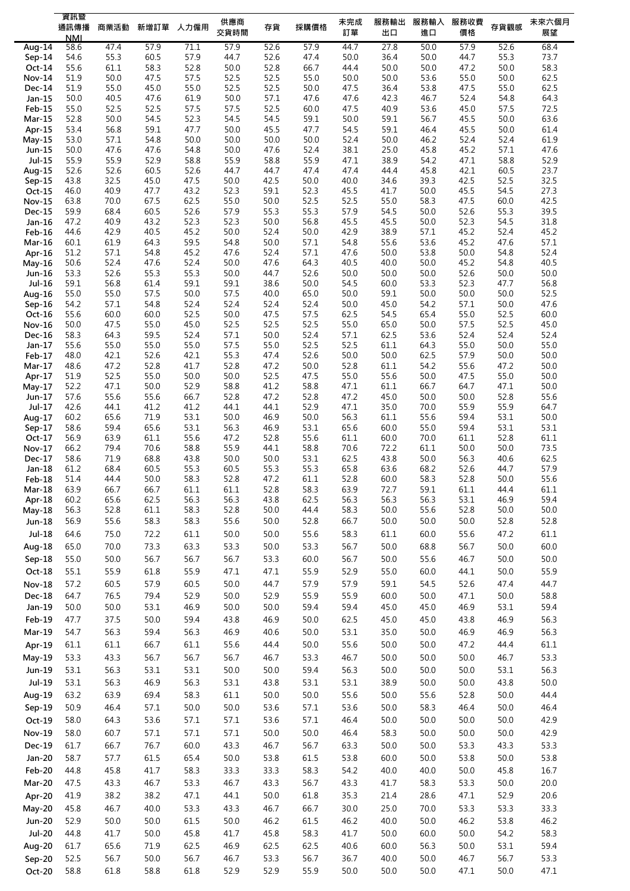| | 資訊暨通訊傳播NMI | 商業活動 | 新增訂單 | 人力僱用 | 供應商交貨時間 | 存貨 | 採購價格 | 未完成訂單 | 服務輸出出口 | 服務輸入進口 | 服務收費價格 | 存貨觀感 | 未來六個月展望 |
|---|---|---|---|---|---|---|---|---|---|---|---|---|---|
| Aug-14 | 58.6 | 47.4 | 57.9 | 71.1 | 57.9 | 52.6 | 57.9 | 44.7 | 27.8 | 50.0 | 57.9 | 52.6 | 68.4 |
| Sep-14 | 54.6 | 55.3 | 60.5 | 57.9 | 44.7 | 52.6 | 47.4 | 50.0 | 36.4 | 50.0 | 44.7 | 55.3 | 73.7 |
| Oct-14 | 55.6 | 61.1 | 58.3 | 52.8 | 50.0 | 52.8 | 66.7 | 44.4 | 50.0 | 50.0 | 47.2 | 50.0 | 58.3 |
| Nov-14 | 51.9 | 50.0 | 47.5 | 57.5 | 52.5 | 52.5 | 55.0 | 50.0 | 50.0 | 53.6 | 55.0 | 50.0 | 62.5 |
| Dec-14 | 51.9 | 55.0 | 45.0 | 55.0 | 52.5 | 52.5 | 50.0 | 47.5 | 36.4 | 53.8 | 47.5 | 55.0 | 62.5 |
| Jan-15 | 50.0 | 40.5 | 47.6 | 61.9 | 50.0 | 57.1 | 47.6 | 47.6 | 42.3 | 46.7 | 52.4 | 54.8 | 64.3 |
| Feb-15 | 55.0 | 52.5 | 52.5 | 57.5 | 57.5 | 52.5 | 60.0 | 47.5 | 40.9 | 53.6 | 45.0 | 57.5 | 72.5 |
| Mar-15 | 52.8 | 50.0 | 54.5 | 52.3 | 54.5 | 54.5 | 59.1 | 50.0 | 59.1 | 56.7 | 45.5 | 50.0 | 63.6 |
| Apr-15 | 53.4 | 56.8 | 59.1 | 47.7 | 50.0 | 45.5 | 47.7 | 54.5 | 59.1 | 46.4 | 45.5 | 50.0 | 61.4 |
| May-15 | 53.0 | 57.1 | 54.8 | 50.0 | 50.0 | 50.0 | 50.0 | 52.4 | 50.0 | 46.2 | 52.4 | 52.4 | 61.9 |
| Jun-15 | 50.0 | 47.6 | 47.6 | 54.8 | 50.0 | 47.6 | 52.4 | 38.1 | 25.0 | 45.8 | 45.2 | 57.1 | 47.6 |
| Jul-15 | 55.9 | 55.9 | 52.9 | 58.8 | 55.9 | 58.8 | 55.9 | 47.1 | 38.9 | 54.2 | 47.1 | 58.8 | 52.9 |
| Aug-15 | 52.6 | 52.6 | 60.5 | 52.6 | 44.7 | 44.7 | 47.4 | 47.4 | 44.4 | 45.8 | 42.1 | 60.5 | 23.7 |
| Sep-15 | 43.8 | 32.5 | 45.0 | 47.5 | 50.0 | 42.5 | 50.0 | 40.0 | 34.6 | 39.3 | 42.5 | 52.5 | 32.5 |
| Oct-15 | 46.0 | 40.9 | 47.7 | 43.2 | 52.3 | 59.1 | 52.3 | 45.5 | 41.7 | 50.0 | 45.5 | 54.5 | 27.3 |
| Nov-15 | 63.8 | 70.0 | 67.5 | 62.5 | 55.0 | 50.0 | 52.5 | 52.5 | 55.0 | 58.3 | 47.5 | 60.0 | 42.5 |
| Dec-15 | 59.9 | 68.4 | 60.5 | 52.6 | 57.9 | 55.3 | 55.3 | 57.9 | 54.5 | 50.0 | 52.6 | 55.3 | 39.5 |
| Jan-16 | 47.2 | 40.9 | 43.2 | 52.3 | 52.3 | 50.0 | 56.8 | 45.5 | 45.5 | 50.0 | 52.3 | 54.5 | 31.8 |
| Feb-16 | 44.6 | 42.9 | 40.5 | 45.2 | 50.0 | 52.4 | 50.0 | 42.9 | 38.9 | 57.1 | 45.2 | 52.4 | 45.2 |
| Mar-16 | 60.1 | 61.9 | 64.3 | 59.5 | 54.8 | 50.0 | 57.1 | 54.8 | 55.6 | 53.6 | 45.2 | 47.6 | 57.1 |
| Apr-16 | 51.2 | 57.1 | 54.8 | 45.2 | 47.6 | 52.4 | 57.1 | 47.6 | 50.0 | 53.8 | 50.0 | 54.8 | 52.4 |
| May-16 | 50.6 | 52.4 | 47.6 | 52.4 | 50.0 | 47.6 | 64.3 | 40.5 | 40.0 | 50.0 | 45.2 | 54.8 | 40.5 |
| Jun-16 | 53.3 | 52.6 | 55.3 | 55.3 | 50.0 | 44.7 | 52.6 | 50.0 | 50.0 | 50.0 | 52.6 | 50.0 | 50.0 |
| Jul-16 | 59.1 | 56.8 | 61.4 | 59.1 | 59.1 | 38.6 | 50.0 | 54.5 | 60.0 | 53.3 | 52.3 | 47.7 | 56.8 |
| Aug-16 | 55.0 | 55.0 | 57.5 | 50.0 | 57.5 | 40.0 | 65.0 | 50.0 | 59.1 | 50.0 | 50.0 | 50.0 | 52.5 |
| Sep-16 | 54.2 | 57.1 | 54.8 | 52.4 | 52.4 | 52.4 | 52.4 | 50.0 | 45.0 | 54.2 | 57.1 | 50.0 | 47.6 |
| Oct-16 | 55.6 | 60.0 | 60.0 | 52.5 | 50.0 | 47.5 | 57.5 | 62.5 | 54.5 | 65.4 | 55.0 | 52.5 | 60.0 |
| Nov-16 | 50.0 | 47.5 | 55.0 | 45.0 | 52.5 | 52.5 | 52.5 | 55.0 | 65.0 | 50.0 | 57.5 | 52.5 | 45.0 |
| Dec-16 | 58.3 | 64.3 | 59.5 | 52.4 | 57.1 | 50.0 | 52.4 | 57.1 | 62.5 | 53.6 | 52.4 | 52.4 | 52.4 |
| Jan-17 | 55.6 | 55.0 | 55.0 | 55.0 | 57.5 | 55.0 | 52.5 | 52.5 | 61.1 | 64.3 | 55.0 | 50.0 | 55.0 |
| Feb-17 | 48.0 | 42.1 | 52.6 | 42.1 | 55.3 | 47.4 | 52.6 | 50.0 | 50.0 | 62.5 | 57.9 | 50.0 | 50.0 |
| Mar-17 | 48.6 | 47.2 | 52.8 | 41.7 | 52.8 | 47.2 | 50.0 | 52.8 | 61.1 | 54.2 | 55.6 | 47.2 | 50.0 |
| Apr-17 | 51.9 | 52.5 | 55.0 | 50.0 | 50.0 | 52.5 | 47.5 | 55.0 | 55.6 | 50.0 | 47.5 | 55.0 | 50.0 |
| May-17 | 52.2 | 47.1 | 50.0 | 52.9 | 58.8 | 41.2 | 58.8 | 47.1 | 61.1 | 66.7 | 64.7 | 47.1 | 50.0 |
| Jun-17 | 57.6 | 55.6 | 55.6 | 66.7 | 52.8 | 47.2 | 52.8 | 47.2 | 45.0 | 50.0 | 50.0 | 52.8 | 55.6 |
| Jul-17 | 42.6 | 44.1 | 41.2 | 41.2 | 44.1 | 44.1 | 52.9 | 47.1 | 35.0 | 70.0 | 55.9 | 55.9 | 64.7 |
| Aug-17 | 60.2 | 65.6 | 71.9 | 53.1 | 50.0 | 46.9 | 50.0 | 56.3 | 61.1 | 55.6 | 59.4 | 53.1 | 50.0 |
| Sep-17 | 58.6 | 59.4 | 65.6 | 53.1 | 56.3 | 46.9 | 53.1 | 65.6 | 60.0 | 55.0 | 59.4 | 53.1 | 53.1 |
| Oct-17 | 56.9 | 63.9 | 61.1 | 55.6 | 47.2 | 52.8 | 55.6 | 61.1 | 60.0 | 70.0 | 61.1 | 52.8 | 61.1 |
| Nov-17 | 66.2 | 79.4 | 70.6 | 58.8 | 55.9 | 44.1 | 58.8 | 70.6 | 72.2 | 61.1 | 50.0 | 50.0 | 73.5 |
| Dec-17 | 58.6 | 71.9 | 68.8 | 43.8 | 50.0 | 50.0 | 53.1 | 62.5 | 43.8 | 50.0 | 56.3 | 40.6 | 62.5 |
| Jan-18 | 61.2 | 68.4 | 60.5 | 55.3 | 60.5 | 55.3 | 55.3 | 65.8 | 63.6 | 68.2 | 52.6 | 44.7 | 57.9 |
| Feb-18 | 51.4 | 44.4 | 50.0 | 58.3 | 52.8 | 47.2 | 61.1 | 52.8 | 60.0 | 58.3 | 52.8 | 50.0 | 55.6 |
| Mar-18 | 63.9 | 66.7 | 66.7 | 61.1 | 61.1 | 52.8 | 58.3 | 63.9 | 72.7 | 59.1 | 61.1 | 44.4 | 61.1 |
| Apr-18 | 60.2 | 65.6 | 62.5 | 56.3 | 56.3 | 43.8 | 62.5 | 56.3 | 56.3 | 56.3 | 53.1 | 46.9 | 59.4 |
| May-18 | 56.3 | 52.8 | 61.1 | 58.3 | 52.8 | 50.0 | 44.4 | 58.3 | 50.0 | 55.6 | 52.8 | 50.0 | 50.0 |
| Jun-18 | 56.9 | 55.6 | 58.3 | 58.3 | 55.6 | 50.0 | 52.8 | 66.7 | 50.0 | 50.0 | 50.0 | 52.8 | 52.8 |
| Jul-18 | 64.6 | 75.0 | 72.2 | 61.1 | 50.0 | 50.0 | 55.6 | 58.3 | 61.1 | 60.0 | 55.6 | 47.2 | 61.1 |
| Aug-18 | 65.0 | 70.0 | 73.3 | 63.3 | 53.3 | 50.0 | 53.3 | 56.7 | 50.0 | 68.8 | 56.7 | 50.0 | 60.0 |
| Sep-18 | 55.0 | 50.0 | 56.7 | 56.7 | 56.7 | 53.3 | 60.0 | 56.7 | 50.0 | 55.6 | 46.7 | 50.0 | 50.0 |
| Oct-18 | 55.1 | 55.9 | 61.8 | 55.9 | 47.1 | 47.1 | 55.9 | 52.9 | 55.0 | 60.0 | 44.1 | 50.0 | 55.9 |
| Nov-18 | 57.2 | 60.5 | 57.9 | 60.5 | 50.0 | 44.7 | 57.9 | 57.9 | 59.1 | 54.5 | 52.6 | 47.4 | 44.7 |
| Dec-18 | 64.7 | 76.5 | 79.4 | 52.9 | 50.0 | 52.9 | 55.9 | 55.9 | 60.0 | 50.0 | 47.1 | 50.0 | 58.8 |
| Jan-19 | 50.0 | 50.0 | 53.1 | 46.9 | 50.0 | 50.0 | 59.4 | 59.4 | 45.0 | 45.0 | 46.9 | 53.1 | 59.4 |
| Feb-19 | 47.7 | 37.5 | 50.0 | 59.4 | 43.8 | 46.9 | 50.0 | 62.5 | 45.0 | 45.0 | 43.8 | 46.9 | 56.3 |
| Mar-19 | 54.7 | 56.3 | 59.4 | 56.3 | 46.9 | 40.6 | 50.0 | 53.1 | 35.0 | 50.0 | 46.9 | 46.9 | 56.3 |
| Apr-19 | 61.1 | 61.1 | 66.7 | 61.1 | 55.6 | 44.4 | 50.0 | 55.6 | 50.0 | 50.0 | 47.2 | 44.4 | 61.1 |
| May-19 | 53.3 | 43.3 | 56.7 | 56.7 | 56.7 | 46.7 | 53.3 | 46.7 | 50.0 | 50.0 | 50.0 | 46.7 | 53.3 |
| Jun-19 | 53.1 | 56.3 | 53.1 | 53.1 | 50.0 | 50.0 | 59.4 | 56.3 | 50.0 | 50.0 | 50.0 | 53.1 | 56.3 |
| Jul-19 | 53.1 | 56.3 | 46.9 | 56.3 | 53.1 | 43.8 | 53.1 | 53.1 | 38.9 | 50.0 | 50.0 | 43.8 | 50.0 |
| Aug-19 | 63.2 | 63.9 | 69.4 | 58.3 | 61.1 | 50.0 | 50.0 | 55.6 | 50.0 | 55.6 | 52.8 | 50.0 | 44.4 |
| Sep-19 | 50.9 | 46.4 | 57.1 | 50.0 | 50.0 | 53.6 | 57.1 | 53.6 | 50.0 | 58.3 | 46.4 | 50.0 | 46.4 |
| Oct-19 | 58.0 | 64.3 | 53.6 | 57.1 | 57.1 | 53.6 | 57.1 | 46.4 | 50.0 | 50.0 | 50.0 | 50.0 | 42.9 |
| Nov-19 | 58.0 | 60.7 | 57.1 | 57.1 | 57.1 | 50.0 | 50.0 | 46.4 | 58.3 | 50.0 | 50.0 | 50.0 | 42.9 |
| Dec-19 | 61.7 | 66.7 | 76.7 | 60.0 | 43.3 | 46.7 | 56.7 | 63.3 | 50.0 | 50.0 | 53.3 | 43.3 | 53.3 |
| Jan-20 | 58.7 | 57.7 | 61.5 | 65.4 | 50.0 | 53.8 | 61.5 | 53.8 | 60.0 | 50.0 | 53.8 | 50.0 | 53.8 |
| Feb-20 | 44.8 | 45.8 | 41.7 | 58.3 | 33.3 | 33.3 | 58.3 | 54.2 | 40.0 | 40.0 | 50.0 | 45.8 | 16.7 |
| Mar-20 | 47.5 | 43.3 | 46.7 | 53.3 | 46.7 | 43.3 | 56.7 | 43.3 | 41.7 | 58.3 | 53.3 | 50.0 | 20.0 |
| Apr-20 | 41.9 | 38.2 | 38.2 | 47.1 | 44.1 | 50.0 | 61.8 | 35.3 | 21.4 | 28.6 | 47.1 | 52.9 | 20.6 |
| May-20 | 45.8 | 46.7 | 40.0 | 53.3 | 43.3 | 46.7 | 66.7 | 30.0 | 25.0 | 70.0 | 53.3 | 53.3 | 33.3 |
| Jun-20 | 52.9 | 50.0 | 50.0 | 61.5 | 50.0 | 46.2 | 61.5 | 46.2 | 40.0 | 50.0 | 46.2 | 53.8 | 46.2 |
| Jul-20 | 44.8 | 41.7 | 50.0 | 45.8 | 41.7 | 45.8 | 58.3 | 41.7 | 50.0 | 60.0 | 50.0 | 54.2 | 58.3 |
| Aug-20 | 61.7 | 65.6 | 71.9 | 62.5 | 46.9 | 62.5 | 62.5 | 40.6 | 60.0 | 56.3 | 50.0 | 53.1 | 59.4 |
| Sep-20 | 52.5 | 56.7 | 50.0 | 56.7 | 46.7 | 53.3 | 56.7 | 36.7 | 40.0 | 50.0 | 46.7 | 56.7 | 53.3 |
| Oct-20 | 58.8 | 61.8 | 58.8 | 61.8 | 52.9 | 52.9 | 55.9 | 50.0 | 50.0 | 50.0 | 47.1 | 50.0 | 47.1 |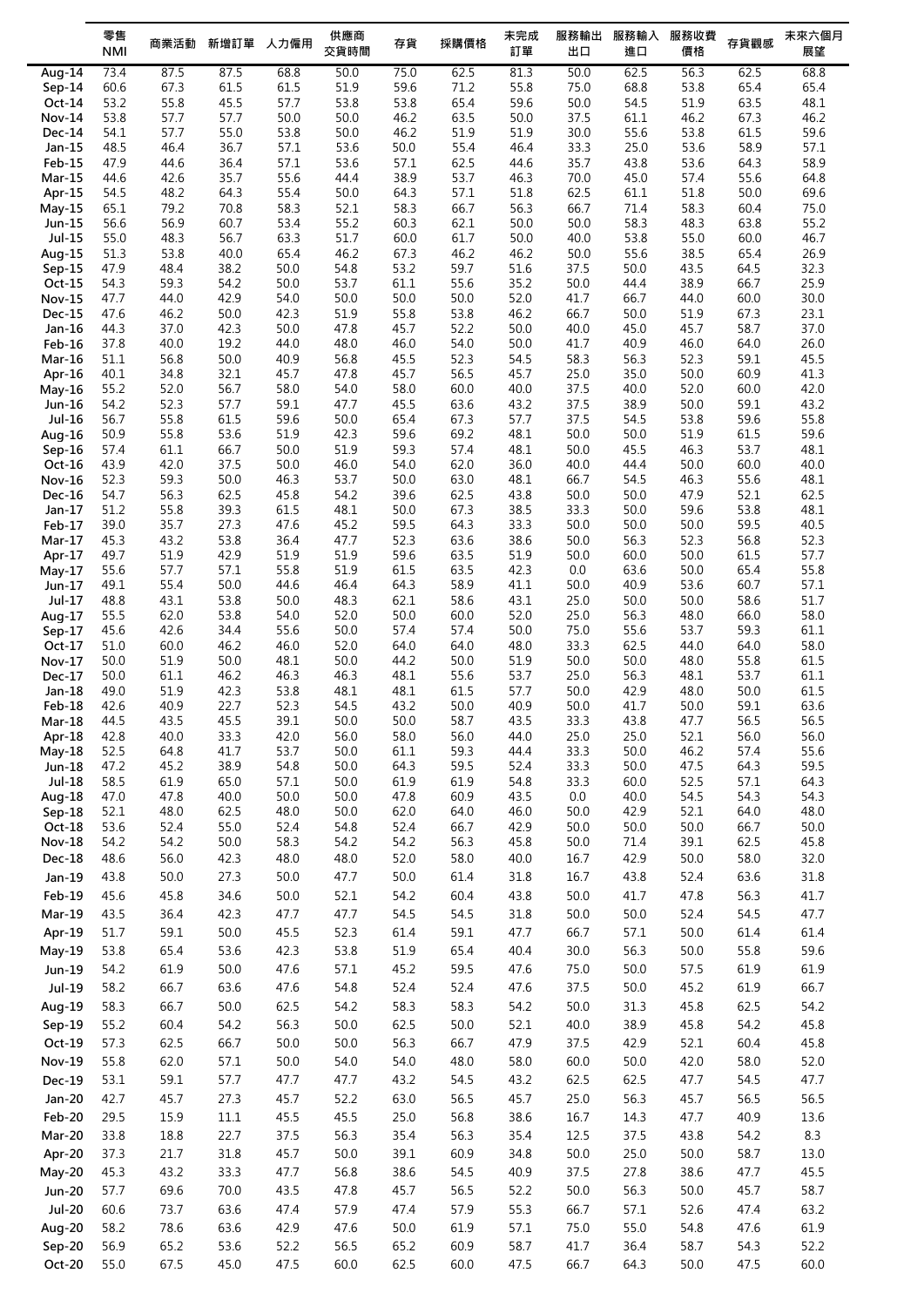| | 零售 NMI | 商業活動 | 新增訂單 | 人力僱用 | 供應商交貨時間 | 存貨 | 採購價格 | 未完成訂單 | 服務輸出出口 | 服務輸入進口 | 服務收費價格 | 存貨觀感 | 未來六個月展望 |
|---|---|---|---|---|---|---|---|---|---|---|---|---|---|
| Aug-14 | 73.4 | 87.5 | 87.5 | 68.8 | 50.0 | 75.0 | 62.5 | 81.3 | 50.0 | 62.5 | 56.3 | 62.5 | 68.8 |
| Sep-14 | 60.6 | 67.3 | 61.5 | 61.5 | 51.9 | 59.6 | 71.2 | 55.8 | 75.0 | 68.8 | 53.8 | 65.4 | 65.4 |
| Oct-14 | 53.2 | 55.8 | 45.5 | 57.7 | 53.8 | 53.8 | 65.4 | 59.6 | 50.0 | 54.5 | 51.9 | 63.5 | 48.1 |
| Nov-14 | 53.8 | 57.7 | 57.7 | 50.0 | 50.0 | 46.2 | 63.5 | 50.0 | 37.5 | 61.1 | 46.2 | 67.3 | 46.2 |
| Dec-14 | 54.1 | 57.7 | 55.0 | 53.8 | 50.0 | 46.2 | 51.9 | 51.9 | 30.0 | 55.6 | 53.8 | 61.5 | 59.6 |
| Jan-15 | 48.5 | 46.4 | 36.7 | 57.1 | 53.6 | 50.0 | 55.4 | 46.4 | 33.3 | 25.0 | 53.6 | 58.9 | 57.1 |
| Feb-15 | 47.9 | 44.6 | 36.4 | 57.1 | 53.6 | 57.1 | 62.5 | 44.6 | 35.7 | 43.8 | 53.6 | 64.3 | 58.9 |
| Mar-15 | 44.6 | 42.6 | 35.7 | 55.6 | 44.4 | 38.9 | 53.7 | 46.3 | 70.0 | 45.0 | 57.4 | 55.6 | 64.8 |
| Apr-15 | 54.5 | 48.2 | 64.3 | 55.4 | 50.0 | 64.3 | 57.1 | 51.8 | 62.5 | 61.1 | 51.8 | 50.0 | 69.6 |
| May-15 | 65.1 | 79.2 | 70.8 | 58.3 | 52.1 | 58.3 | 66.7 | 56.3 | 66.7 | 71.4 | 58.3 | 60.4 | 75.0 |
| Jun-15 | 56.6 | 56.9 | 60.7 | 53.4 | 55.2 | 60.3 | 62.1 | 50.0 | 50.0 | 58.3 | 48.3 | 63.8 | 55.2 |
| Jul-15 | 55.0 | 48.3 | 56.7 | 63.3 | 51.7 | 60.0 | 61.7 | 50.0 | 40.0 | 53.8 | 55.0 | 60.0 | 46.7 |
| Aug-15 | 51.3 | 53.8 | 40.0 | 65.4 | 46.2 | 67.3 | 46.2 | 46.2 | 50.0 | 55.6 | 38.5 | 65.4 | 26.9 |
| Sep-15 | 47.9 | 48.4 | 38.2 | 50.0 | 54.8 | 53.2 | 59.7 | 51.6 | 37.5 | 50.0 | 43.5 | 64.5 | 32.3 |
| Oct-15 | 54.3 | 59.3 | 54.2 | 50.0 | 53.7 | 61.1 | 55.6 | 35.2 | 50.0 | 44.4 | 38.9 | 66.7 | 25.9 |
| Nov-15 | 47.7 | 44.0 | 42.9 | 54.0 | 50.0 | 50.0 | 50.0 | 52.0 | 41.7 | 66.7 | 44.0 | 60.0 | 30.0 |
| Dec-15 | 47.6 | 46.2 | 50.0 | 42.3 | 51.9 | 55.8 | 53.8 | 46.2 | 66.7 | 50.0 | 51.9 | 67.3 | 23.1 |
| Jan-16 | 44.3 | 37.0 | 42.3 | 50.0 | 47.8 | 45.7 | 52.2 | 50.0 | 40.0 | 45.0 | 45.7 | 58.7 | 37.0 |
| Feb-16 | 37.8 | 40.0 | 19.2 | 44.0 | 48.0 | 46.0 | 54.0 | 50.0 | 41.7 | 40.9 | 46.0 | 64.0 | 26.0 |
| Mar-16 | 51.1 | 56.8 | 50.0 | 40.9 | 56.8 | 45.5 | 52.3 | 54.5 | 58.3 | 56.3 | 52.3 | 59.1 | 45.5 |
| Apr-16 | 40.1 | 34.8 | 32.1 | 45.7 | 47.8 | 45.7 | 56.5 | 45.7 | 25.0 | 35.0 | 50.0 | 60.9 | 41.3 |
| May-16 | 55.2 | 52.0 | 56.7 | 58.0 | 54.0 | 58.0 | 60.0 | 40.0 | 37.5 | 40.0 | 52.0 | 60.0 | 42.0 |
| Jun-16 | 54.2 | 52.3 | 57.7 | 59.1 | 47.7 | 45.5 | 63.6 | 43.2 | 37.5 | 38.9 | 50.0 | 59.1 | 43.2 |
| Jul-16 | 56.7 | 55.8 | 61.5 | 59.6 | 50.0 | 65.4 | 67.3 | 57.7 | 37.5 | 54.5 | 53.8 | 59.6 | 55.8 |
| Aug-16 | 50.9 | 55.8 | 53.6 | 51.9 | 42.3 | 59.6 | 69.2 | 48.1 | 50.0 | 50.0 | 51.9 | 61.5 | 59.6 |
| Sep-16 | 57.4 | 61.1 | 66.7 | 50.0 | 51.9 | 59.3 | 57.4 | 48.1 | 50.0 | 45.5 | 46.3 | 53.7 | 48.1 |
| Oct-16 | 43.9 | 42.0 | 37.5 | 50.0 | 46.0 | 54.0 | 62.0 | 36.0 | 40.0 | 44.4 | 50.0 | 60.0 | 40.0 |
| Nov-16 | 52.3 | 59.3 | 50.0 | 46.3 | 53.7 | 50.0 | 63.0 | 48.1 | 66.7 | 54.5 | 46.3 | 55.6 | 48.1 |
| Dec-16 | 54.7 | 56.3 | 62.5 | 45.8 | 54.2 | 39.6 | 62.5 | 43.8 | 50.0 | 50.0 | 47.9 | 52.1 | 62.5 |
| Jan-17 | 51.2 | 55.8 | 39.3 | 61.5 | 48.1 | 50.0 | 67.3 | 38.5 | 33.3 | 50.0 | 59.6 | 53.8 | 48.1 |
| Feb-17 | 39.0 | 35.7 | 27.3 | 47.6 | 45.2 | 59.5 | 64.3 | 33.3 | 50.0 | 50.0 | 50.0 | 59.5 | 40.5 |
| Mar-17 | 45.3 | 43.2 | 53.8 | 36.4 | 47.7 | 52.3 | 63.6 | 38.6 | 50.0 | 56.3 | 52.3 | 56.8 | 52.3 |
| Apr-17 | 49.7 | 51.9 | 42.9 | 51.9 | 51.9 | 59.6 | 63.5 | 51.9 | 50.0 | 60.0 | 50.0 | 61.5 | 57.7 |
| May-17 | 55.6 | 57.7 | 57.1 | 55.8 | 51.9 | 61.5 | 63.5 | 42.3 | 0.0 | 63.6 | 50.0 | 65.4 | 55.8 |
| Jun-17 | 49.1 | 55.4 | 50.0 | 44.6 | 46.4 | 64.3 | 58.9 | 41.1 | 50.0 | 40.9 | 53.6 | 60.7 | 57.1 |
| Jul-17 | 48.8 | 43.1 | 53.8 | 50.0 | 48.3 | 62.1 | 58.6 | 43.1 | 25.0 | 50.0 | 50.0 | 58.6 | 51.7 |
| Aug-17 | 55.5 | 62.0 | 53.8 | 54.0 | 52.0 | 50.0 | 60.0 | 52.0 | 25.0 | 56.3 | 48.0 | 66.0 | 58.0 |
| Sep-17 | 45.6 | 42.6 | 34.4 | 55.6 | 50.0 | 57.4 | 57.4 | 50.0 | 75.0 | 55.6 | 53.7 | 59.3 | 61.1 |
| Oct-17 | 51.0 | 60.0 | 46.2 | 46.0 | 52.0 | 64.0 | 64.0 | 48.0 | 33.3 | 62.5 | 44.0 | 64.0 | 58.0 |
| Nov-17 | 50.0 | 51.9 | 50.0 | 48.1 | 50.0 | 44.2 | 50.0 | 51.9 | 50.0 | 50.0 | 48.0 | 55.8 | 61.5 |
| Dec-17 | 50.0 | 61.1 | 46.2 | 46.3 | 46.3 | 48.1 | 55.6 | 53.7 | 25.0 | 56.3 | 48.1 | 53.7 | 61.1 |
| Jan-18 | 49.0 | 51.9 | 42.3 | 53.8 | 48.1 | 48.1 | 61.5 | 57.7 | 50.0 | 42.9 | 48.0 | 50.0 | 61.5 |
| Feb-18 | 42.6 | 40.9 | 22.7 | 52.3 | 54.5 | 43.2 | 50.0 | 40.9 | 50.0 | 41.7 | 50.0 | 59.1 | 63.6 |
| Mar-18 | 44.5 | 43.5 | 45.5 | 39.1 | 50.0 | 50.0 | 58.7 | 43.5 | 33.3 | 43.8 | 47.7 | 56.5 | 56.5 |
| Apr-18 | 42.8 | 40.0 | 33.3 | 42.0 | 56.0 | 58.0 | 56.0 | 44.0 | 25.0 | 25.0 | 52.1 | 56.0 | 56.0 |
| May-18 | 52.5 | 64.8 | 41.7 | 53.7 | 50.0 | 61.1 | 59.3 | 44.4 | 33.3 | 50.0 | 46.2 | 57.4 | 55.6 |
| Jun-18 | 47.2 | 45.2 | 38.9 | 54.8 | 50.0 | 64.3 | 59.5 | 52.4 | 33.3 | 50.0 | 47.5 | 64.3 | 59.5 |
| Jul-18 | 58.5 | 61.9 | 65.0 | 57.1 | 50.0 | 61.9 | 61.9 | 54.8 | 33.3 | 60.0 | 52.5 | 57.1 | 64.3 |
| Aug-18 | 47.0 | 47.8 | 40.0 | 50.0 | 50.0 | 47.8 | 60.9 | 43.5 | 0.0 | 40.0 | 54.5 | 54.3 | 54.3 |
| Sep-18 | 52.1 | 48.0 | 62.5 | 48.0 | 50.0 | 62.0 | 64.0 | 46.0 | 50.0 | 42.9 | 52.1 | 64.0 | 48.0 |
| Oct-18 | 53.6 | 52.4 | 55.0 | 52.4 | 54.8 | 52.4 | 66.7 | 42.9 | 50.0 | 50.0 | 50.0 | 66.7 | 50.0 |
| Nov-18 | 54.2 | 54.2 | 50.0 | 58.3 | 54.2 | 54.2 | 56.3 | 45.8 | 50.0 | 71.4 | 39.1 | 62.5 | 45.8 |
| Dec-18 | 48.6 | 56.0 | 42.3 | 48.0 | 48.0 | 52.0 | 58.0 | 40.0 | 16.7 | 42.9 | 50.0 | 58.0 | 32.0 |
| Jan-19 | 43.8 | 50.0 | 27.3 | 50.0 | 47.7 | 50.0 | 61.4 | 31.8 | 16.7 | 43.8 | 52.4 | 63.6 | 31.8 |
| Feb-19 | 45.6 | 45.8 | 34.6 | 50.0 | 52.1 | 54.2 | 60.4 | 43.8 | 50.0 | 41.7 | 47.8 | 56.3 | 41.7 |
| Mar-19 | 43.5 | 36.4 | 42.3 | 47.7 | 47.7 | 54.5 | 54.5 | 31.8 | 50.0 | 50.0 | 52.4 | 54.5 | 47.7 |
| Apr-19 | 51.7 | 59.1 | 50.0 | 45.5 | 52.3 | 61.4 | 59.1 | 47.7 | 66.7 | 57.1 | 50.0 | 61.4 | 61.4 |
| May-19 | 53.8 | 65.4 | 53.6 | 42.3 | 53.8 | 51.9 | 65.4 | 40.4 | 30.0 | 56.3 | 50.0 | 55.8 | 59.6 |
| Jun-19 | 54.2 | 61.9 | 50.0 | 47.6 | 57.1 | 45.2 | 59.5 | 47.6 | 75.0 | 50.0 | 57.5 | 61.9 | 61.9 |
| Jul-19 | 58.2 | 66.7 | 63.6 | 47.6 | 54.8 | 52.4 | 52.4 | 47.6 | 37.5 | 50.0 | 45.2 | 61.9 | 66.7 |
| Aug-19 | 58.3 | 66.7 | 50.0 | 62.5 | 54.2 | 58.3 | 58.3 | 54.2 | 50.0 | 31.3 | 45.8 | 62.5 | 54.2 |
| Sep-19 | 55.2 | 60.4 | 54.2 | 56.3 | 50.0 | 62.5 | 50.0 | 52.1 | 40.0 | 38.9 | 45.8 | 54.2 | 45.8 |
| Oct-19 | 57.3 | 62.5 | 66.7 | 50.0 | 50.0 | 56.3 | 66.7 | 47.9 | 37.5 | 42.9 | 52.1 | 60.4 | 45.8 |
| Nov-19 | 55.8 | 62.0 | 57.1 | 50.0 | 54.0 | 54.0 | 48.0 | 58.0 | 60.0 | 50.0 | 42.0 | 58.0 | 52.0 |
| Dec-19 | 53.1 | 59.1 | 57.7 | 47.7 | 47.7 | 43.2 | 54.5 | 43.2 | 62.5 | 62.5 | 47.7 | 54.5 | 47.7 |
| Jan-20 | 42.7 | 45.7 | 27.3 | 45.7 | 52.2 | 63.0 | 56.5 | 45.7 | 25.0 | 56.3 | 45.7 | 56.5 | 56.5 |
| Feb-20 | 29.5 | 15.9 | 11.1 | 45.5 | 45.5 | 25.0 | 56.8 | 38.6 | 16.7 | 14.3 | 47.7 | 40.9 | 13.6 |
| Mar-20 | 33.8 | 18.8 | 22.7 | 37.5 | 56.3 | 35.4 | 56.3 | 35.4 | 12.5 | 37.5 | 43.8 | 54.2 | 8.3 |
| Apr-20 | 37.3 | 21.7 | 31.8 | 45.7 | 50.0 | 39.1 | 60.9 | 34.8 | 50.0 | 25.0 | 50.0 | 58.7 | 13.0 |
| May-20 | 45.3 | 43.2 | 33.3 | 47.7 | 56.8 | 38.6 | 54.5 | 40.9 | 37.5 | 27.8 | 38.6 | 47.7 | 45.5 |
| Jun-20 | 57.7 | 69.6 | 70.0 | 43.5 | 47.8 | 45.7 | 56.5 | 52.2 | 50.0 | 56.3 | 50.0 | 45.7 | 58.7 |
| Jul-20 | 60.6 | 73.7 | 63.6 | 47.4 | 57.9 | 47.4 | 57.9 | 55.3 | 66.7 | 57.1 | 52.6 | 47.4 | 63.2 |
| Aug-20 | 58.2 | 78.6 | 63.6 | 42.9 | 47.6 | 50.0 | 61.9 | 57.1 | 75.0 | 55.0 | 54.8 | 47.6 | 61.9 |
| Sep-20 | 56.9 | 65.2 | 53.6 | 52.2 | 56.5 | 65.2 | 60.9 | 58.7 | 41.7 | 36.4 | 58.7 | 54.3 | 52.2 |
| Oct-20 | 55.0 | 67.5 | 45.0 | 47.5 | 60.0 | 62.5 | 60.0 | 47.5 | 66.7 | 64.3 | 50.0 | 47.5 | 60.0 |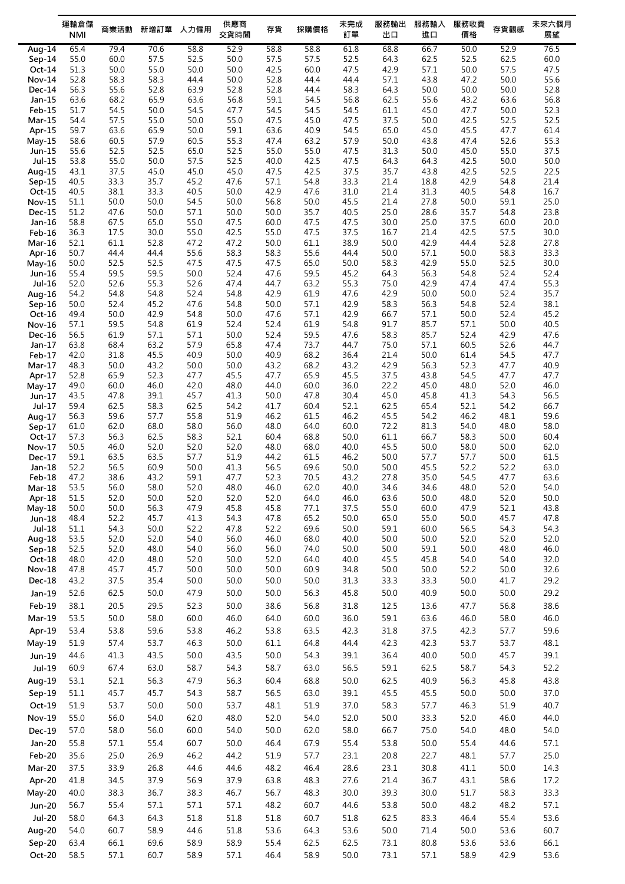| | 運輸倉儲NMI | 商業活動 | 新增訂單 | 人力僱用 | 供應商交貨時間 | 存貨 | 採購價格 | 未完成訂單 | 服務輸出出口 | 服務輸入進口 | 服務收費價格 | 存貨觀感 | 未來六個月展望 |
|---|---|---|---|---|---|---|---|---|---|---|---|---|---|
| Aug-14 | 65.4 | 79.4 | 70.6 | 58.8 | 52.9 | 58.8 | 58.8 | 61.8 | 68.8 | 66.7 | 50.0 | 52.9 | 76.5 |
| Sep-14 | 55.0 | 60.0 | 57.5 | 52.5 | 50.0 | 57.5 | 57.5 | 52.5 | 64.3 | 62.5 | 52.5 | 62.5 | 60.0 |
| Oct-14 | 51.3 | 50.0 | 55.0 | 50.0 | 50.0 | 42.5 | 60.0 | 47.5 | 42.9 | 57.1 | 50.0 | 57.5 | 47.5 |
| Nov-14 | 52.8 | 58.3 | 58.3 | 44.4 | 50.0 | 52.8 | 44.4 | 44.4 | 57.1 | 43.8 | 47.2 | 50.0 | 55.6 |
| Dec-14 | 56.3 | 55.6 | 52.8 | 63.9 | 52.8 | 52.8 | 44.4 | 58.3 | 64.3 | 50.0 | 50.0 | 50.0 | 52.8 |
| Jan-15 | 63.6 | 68.2 | 65.9 | 63.6 | 56.8 | 59.1 | 54.5 | 56.8 | 62.5 | 55.6 | 43.2 | 63.6 | 56.8 |
| Feb-15 | 51.7 | 54.5 | 50.0 | 54.5 | 47.7 | 54.5 | 54.5 | 54.5 | 61.1 | 45.0 | 47.7 | 50.0 | 52.3 |
| Mar-15 | 54.4 | 57.5 | 55.0 | 50.0 | 55.0 | 47.5 | 45.0 | 47.5 | 37.5 | 50.0 | 42.5 | 52.5 | 52.5 |
| Apr-15 | 59.7 | 63.6 | 65.9 | 50.0 | 59.1 | 63.6 | 40.9 | 54.5 | 65.0 | 45.0 | 45.5 | 47.7 | 61.4 |
| May-15 | 58.6 | 60.5 | 57.9 | 60.5 | 55.3 | 47.4 | 63.2 | 57.9 | 50.0 | 43.8 | 47.4 | 52.6 | 55.3 |
| Jun-15 | 55.6 | 52.5 | 52.5 | 65.0 | 52.5 | 55.0 | 55.0 | 47.5 | 31.3 | 50.0 | 45.0 | 55.0 | 37.5 |
| Jul-15 | 53.8 | 55.0 | 50.0 | 57.5 | 52.5 | 40.0 | 42.5 | 47.5 | 64.3 | 64.3 | 42.5 | 50.0 | 50.0 |
| Aug-15 | 43.1 | 37.5 | 45.0 | 45.0 | 45.0 | 47.5 | 42.5 | 37.5 | 35.7 | 43.8 | 42.5 | 52.5 | 22.5 |
| Sep-15 | 40.5 | 33.3 | 35.7 | 45.2 | 47.6 | 57.1 | 54.8 | 33.3 | 21.4 | 18.8 | 42.9 | 54.8 | 21.4 |
| Oct-15 | 40.5 | 38.1 | 33.3 | 40.5 | 50.0 | 42.9 | 47.6 | 31.0 | 21.4 | 31.3 | 40.5 | 54.8 | 16.7 |
| Nov-15 | 51.1 | 50.0 | 50.0 | 54.5 | 50.0 | 56.8 | 50.0 | 45.5 | 21.4 | 27.8 | 50.0 | 59.1 | 25.0 |
| Dec-15 | 51.2 | 47.6 | 50.0 | 57.1 | 50.0 | 50.0 | 35.7 | 40.5 | 25.0 | 28.6 | 35.7 | 54.8 | 23.8 |
| Jan-16 | 58.8 | 67.5 | 65.0 | 55.0 | 47.5 | 60.0 | 47.5 | 47.5 | 30.0 | 25.0 | 37.5 | 60.0 | 20.0 |
| Feb-16 | 36.3 | 17.5 | 30.0 | 55.0 | 42.5 | 55.0 | 47.5 | 37.5 | 16.7 | 21.4 | 42.5 | 57.5 | 30.0 |
| Mar-16 | 52.1 | 61.1 | 52.8 | 47.2 | 47.2 | 50.0 | 61.1 | 38.9 | 50.0 | 42.9 | 44.4 | 52.8 | 27.8 |
| Apr-16 | 50.7 | 44.4 | 44.4 | 55.6 | 58.3 | 58.3 | 55.6 | 44.4 | 50.0 | 57.1 | 50.0 | 58.3 | 33.3 |
| May-16 | 50.0 | 52.5 | 52.5 | 47.5 | 47.5 | 47.5 | 65.0 | 50.0 | 58.3 | 42.9 | 55.0 | 52.5 | 30.0 |
| Jun-16 | 55.4 | 59.5 | 59.5 | 50.0 | 52.4 | 47.6 | 59.5 | 45.2 | 64.3 | 56.3 | 54.8 | 52.4 | 52.4 |
| Jul-16 | 52.0 | 52.6 | 55.3 | 52.6 | 47.4 | 44.7 | 63.2 | 55.3 | 75.0 | 42.9 | 47.4 | 47.4 | 55.3 |
| Aug-16 | 54.2 | 54.8 | 54.8 | 52.4 | 54.8 | 42.9 | 61.9 | 47.6 | 42.9 | 50.0 | 50.0 | 52.4 | 35.7 |
| Sep-16 | 50.0 | 52.4 | 45.2 | 47.6 | 54.8 | 50.0 | 57.1 | 42.9 | 58.3 | 56.3 | 54.8 | 52.4 | 38.1 |
| Oct-16 | 49.4 | 50.0 | 42.9 | 54.8 | 50.0 | 47.6 | 57.1 | 42.9 | 66.7 | 57.1 | 50.0 | 52.4 | 45.2 |
| Nov-16 | 57.1 | 59.5 | 54.8 | 61.9 | 52.4 | 52.4 | 61.9 | 54.8 | 91.7 | 85.7 | 57.1 | 50.0 | 40.5 |
| Dec-16 | 56.5 | 61.9 | 57.1 | 57.1 | 50.0 | 52.4 | 59.5 | 47.6 | 58.3 | 85.7 | 52.4 | 42.9 | 47.6 |
| Jan-17 | 63.8 | 68.4 | 63.2 | 57.9 | 65.8 | 47.4 | 73.7 | 44.7 | 75.0 | 57.1 | 60.5 | 52.6 | 44.7 |
| Feb-17 | 42.0 | 31.8 | 45.5 | 40.9 | 50.0 | 40.9 | 68.2 | 36.4 | 21.4 | 50.0 | 61.4 | 54.5 | 47.7 |
| Mar-17 | 48.3 | 50.0 | 43.2 | 50.0 | 50.0 | 43.2 | 68.2 | 43.2 | 42.9 | 56.3 | 52.3 | 47.7 | 40.9 |
| Apr-17 | 52.8 | 65.9 | 52.3 | 47.7 | 45.5 | 47.7 | 65.9 | 45.5 | 37.5 | 43.8 | 54.5 | 47.7 | 47.7 |
| May-17 | 49.0 | 60.0 | 46.0 | 42.0 | 48.0 | 44.0 | 60.0 | 36.0 | 22.2 | 45.0 | 48.0 | 52.0 | 46.0 |
| Jun-17 | 43.5 | 47.8 | 39.1 | 45.7 | 41.3 | 50.0 | 47.8 | 30.4 | 45.0 | 45.8 | 41.3 | 54.3 | 56.5 |
| Jul-17 | 59.4 | 62.5 | 58.3 | 62.5 | 54.2 | 41.7 | 60.4 | 52.1 | 62.5 | 65.4 | 52.1 | 54.2 | 66.7 |
| Aug-17 | 56.3 | 59.6 | 57.7 | 55.8 | 51.9 | 46.2 | 61.5 | 46.2 | 45.5 | 54.2 | 46.2 | 48.1 | 59.6 |
| Sep-17 | 61.0 | 62.0 | 68.0 | 58.0 | 56.0 | 48.0 | 64.0 | 60.0 | 72.2 | 81.3 | 54.0 | 48.0 | 58.0 |
| Oct-17 | 57.3 | 56.3 | 62.5 | 58.3 | 52.1 | 60.4 | 68.8 | 50.0 | 61.1 | 66.7 | 58.3 | 50.0 | 60.4 |
| Nov-17 | 50.5 | 46.0 | 52.0 | 52.0 | 52.0 | 48.0 | 68.0 | 40.0 | 45.5 | 50.0 | 58.0 | 50.0 | 62.0 |
| Dec-17 | 59.1 | 63.5 | 63.5 | 57.7 | 51.9 | 44.2 | 61.5 | 46.2 | 50.0 | 57.7 | 57.7 | 50.0 | 61.5 |
| Jan-18 | 52.2 | 56.5 | 60.9 | 50.0 | 41.3 | 56.5 | 69.6 | 50.0 | 50.0 | 45.5 | 52.2 | 52.2 | 63.0 |
| Feb-18 | 47.2 | 38.6 | 43.2 | 59.1 | 47.7 | 52.3 | 70.5 | 43.2 | 27.8 | 35.0 | 54.5 | 47.7 | 63.6 |
| Mar-18 | 53.5 | 56.0 | 58.0 | 52.0 | 48.0 | 46.0 | 62.0 | 40.0 | 34.6 | 34.6 | 48.0 | 52.0 | 54.0 |
| Apr-18 | 51.5 | 52.0 | 50.0 | 52.0 | 52.0 | 52.0 | 64.0 | 46.0 | 63.6 | 50.0 | 48.0 | 52.0 | 50.0 |
| May-18 | 50.0 | 50.0 | 56.3 | 47.9 | 45.8 | 45.8 | 77.1 | 37.5 | 55.0 | 60.0 | 47.9 | 52.1 | 43.8 |
| Jun-18 | 48.4 | 52.2 | 45.7 | 41.3 | 54.3 | 47.8 | 65.2 | 50.0 | 65.0 | 55.0 | 50.0 | 45.7 | 47.8 |
| Jul-18 | 51.1 | 54.3 | 50.0 | 52.2 | 47.8 | 52.2 | 69.6 | 50.0 | 59.1 | 60.0 | 56.5 | 54.3 | 54.3 |
| Aug-18 | 53.5 | 52.0 | 52.0 | 54.0 | 56.0 | 46.0 | 68.0 | 40.0 | 50.0 | 50.0 | 52.0 | 52.0 | 52.0 |
| Sep-18 | 52.5 | 52.0 | 48.0 | 54.0 | 56.0 | 56.0 | 74.0 | 50.0 | 50.0 | 59.1 | 50.0 | 48.0 | 46.0 |
| Oct-18 | 48.0 | 42.0 | 48.0 | 52.0 | 50.0 | 52.0 | 64.0 | 40.0 | 45.5 | 45.8 | 54.0 | 54.0 | 32.0 |
| Nov-18 | 47.8 | 45.7 | 45.7 | 50.0 | 50.0 | 50.0 | 60.9 | 34.8 | 50.0 | 50.0 | 52.2 | 50.0 | 32.6 |
| Dec-18 | 43.2 | 37.5 | 35.4 | 50.0 | 50.0 | 50.0 | 50.0 | 31.3 | 33.3 | 33.3 | 50.0 | 41.7 | 29.2 |
| Jan-19 | 52.6 | 62.5 | 50.0 | 47.9 | 50.0 | 50.0 | 56.3 | 45.8 | 50.0 | 40.9 | 50.0 | 50.0 | 29.2 |
| Feb-19 | 38.1 | 20.5 | 29.5 | 52.3 | 50.0 | 38.6 | 56.8 | 31.8 | 12.5 | 13.6 | 47.7 | 56.8 | 38.6 |
| Mar-19 | 53.5 | 50.0 | 58.0 | 60.0 | 46.0 | 64.0 | 60.0 | 36.0 | 59.1 | 63.6 | 46.0 | 58.0 | 46.0 |
| Apr-19 | 53.4 | 53.8 | 59.6 | 53.8 | 46.2 | 53.8 | 63.5 | 42.3 | 31.8 | 37.5 | 42.3 | 57.7 | 59.6 |
| May-19 | 51.9 | 57.4 | 53.7 | 46.3 | 50.0 | 61.1 | 64.8 | 44.4 | 42.3 | 42.3 | 53.7 | 53.7 | 48.1 |
| Jun-19 | 44.6 | 41.3 | 43.5 | 50.0 | 43.5 | 50.0 | 54.3 | 39.1 | 36.4 | 40.0 | 50.0 | 45.7 | 39.1 |
| Jul-19 | 60.9 | 67.4 | 63.0 | 58.7 | 54.3 | 58.7 | 63.0 | 56.5 | 59.1 | 62.5 | 58.7 | 54.3 | 52.2 |
| Aug-19 | 53.1 | 52.1 | 56.3 | 47.9 | 56.3 | 60.4 | 68.8 | 50.0 | 62.5 | 40.9 | 56.3 | 45.8 | 43.8 |
| Sep-19 | 51.1 | 45.7 | 45.7 | 54.3 | 58.7 | 56.5 | 63.0 | 39.1 | 45.5 | 45.5 | 50.0 | 50.0 | 37.0 |
| Oct-19 | 51.9 | 53.7 | 50.0 | 50.0 | 53.7 | 48.1 | 51.9 | 37.0 | 58.3 | 57.7 | 46.3 | 51.9 | 40.7 |
| Nov-19 | 55.0 | 56.0 | 54.0 | 62.0 | 48.0 | 52.0 | 54.0 | 52.0 | 50.0 | 33.3 | 52.0 | 46.0 | 44.0 |
| Dec-19 | 57.0 | 58.0 | 56.0 | 60.0 | 54.0 | 50.0 | 62.0 | 58.0 | 66.7 | 75.0 | 54.0 | 48.0 | 54.0 |
| Jan-20 | 55.8 | 57.1 | 55.4 | 60.7 | 50.0 | 46.4 | 67.9 | 55.4 | 53.8 | 50.0 | 55.4 | 44.6 | 57.1 |
| Feb-20 | 35.6 | 25.0 | 26.9 | 46.2 | 44.2 | 51.9 | 57.7 | 23.1 | 20.8 | 22.7 | 48.1 | 57.7 | 25.0 |
| Mar-20 | 37.5 | 33.9 | 26.8 | 44.6 | 44.6 | 48.2 | 46.4 | 28.6 | 23.1 | 30.8 | 41.1 | 50.0 | 14.3 |
| Apr-20 | 41.8 | 34.5 | 37.9 | 56.9 | 37.9 | 63.8 | 48.3 | 27.6 | 21.4 | 36.7 | 43.1 | 58.6 | 17.2 |
| May-20 | 40.0 | 38.3 | 36.7 | 38.3 | 46.7 | 56.7 | 48.3 | 30.0 | 39.3 | 30.0 | 51.7 | 58.3 | 33.3 |
| Jun-20 | 56.7 | 55.4 | 57.1 | 57.1 | 57.1 | 48.2 | 60.7 | 44.6 | 53.8 | 50.0 | 48.2 | 48.2 | 57.1 |
| Jul-20 | 58.0 | 64.3 | 64.3 | 51.8 | 51.8 | 51.8 | 60.7 | 51.8 | 62.5 | 83.3 | 46.4 | 55.4 | 53.6 |
| Aug-20 | 54.0 | 60.7 | 58.9 | 44.6 | 51.8 | 53.6 | 64.3 | 53.6 | 50.0 | 71.4 | 50.0 | 53.6 | 60.7 |
| Sep-20 | 63.4 | 66.1 | 69.6 | 58.9 | 58.9 | 55.4 | 62.5 | 62.5 | 73.1 | 80.8 | 53.6 | 53.6 | 66.1 |
| Oct-20 | 58.5 | 57.1 | 60.7 | 58.9 | 57.1 | 46.4 | 58.9 | 50.0 | 73.1 | 57.1 | 58.9 | 42.9 | 53.6 |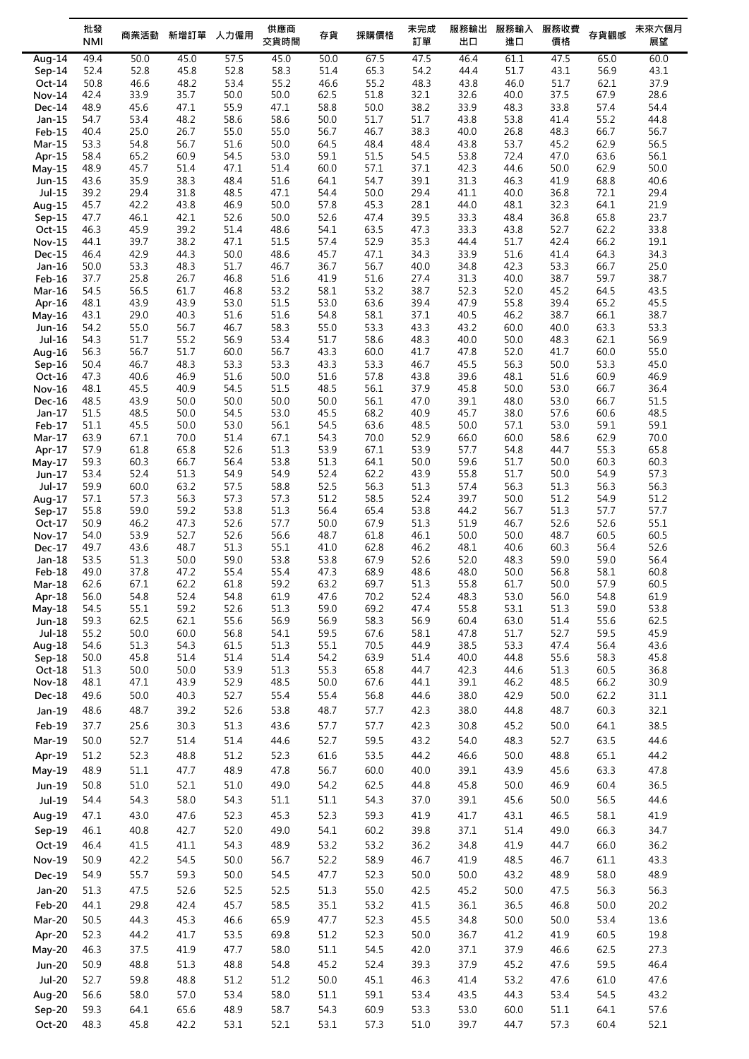| | 批發 NMI | 商業活動 | 新增訂單 | 人力僱用 | 供應商交貨時間 | 存貨 | 採購價格 | 未完成訂單 | 服務輸出出口 | 服務輸入進口 | 服務收費價格 | 存貨觀感 | 未來六個月展望 |
|---|---|---|---|---|---|---|---|---|---|---|---|---|---|
| Aug-14 | 49.4 | 50.0 | 45.0 | 57.5 | 45.0 | 50.0 | 67.5 | 47.5 | 46.4 | 61.1 | 47.5 | 65.0 | 60.0 |
| Sep-14 | 52.4 | 52.8 | 45.8 | 52.8 | 58.3 | 51.4 | 65.3 | 54.2 | 44.4 | 51.7 | 43.1 | 56.9 | 43.1 |
| Oct-14 | 50.8 | 46.6 | 48.2 | 53.4 | 55.2 | 46.6 | 55.2 | 48.3 | 43.8 | 46.0 | 51.7 | 62.1 | 37.9 |
| Nov-14 | 42.4 | 33.9 | 35.7 | 50.0 | 50.0 | 62.5 | 51.8 | 32.1 | 32.6 | 40.0 | 37.5 | 67.9 | 28.6 |
| Dec-14 | 48.9 | 45.6 | 47.1 | 55.9 | 47.1 | 58.8 | 50.0 | 38.2 | 33.9 | 48.3 | 33.8 | 57.4 | 54.4 |
| Jan-15 | 54.7 | 53.4 | 48.2 | 58.6 | 58.6 | 50.0 | 51.7 | 51.7 | 43.8 | 53.8 | 41.4 | 55.2 | 44.8 |
| Feb-15 | 40.4 | 25.0 | 26.7 | 55.0 | 55.0 | 56.7 | 46.7 | 38.3 | 40.0 | 26.8 | 48.3 | 66.7 | 56.7 |
| Mar-15 | 53.3 | 54.8 | 56.7 | 51.6 | 50.0 | 64.5 | 48.4 | 48.4 | 43.8 | 53.7 | 45.2 | 62.9 | 56.5 |
| Apr-15 | 58.4 | 65.2 | 60.9 | 54.5 | 53.0 | 59.1 | 51.5 | 54.5 | 53.8 | 72.4 | 47.0 | 63.6 | 56.1 |
| May-15 | 48.9 | 45.7 | 51.4 | 47.1 | 51.4 | 60.0 | 57.1 | 37.1 | 42.3 | 44.6 | 50.0 | 62.9 | 50.0 |
| Jun-15 | 43.6 | 35.9 | 38.3 | 48.4 | 51.6 | 64.1 | 54.7 | 39.1 | 31.3 | 46.3 | 41.9 | 68.8 | 40.6 |
| Jul-15 | 39.2 | 29.4 | 31.8 | 48.5 | 47.1 | 54.4 | 50.0 | 29.4 | 41.1 | 40.0 | 36.8 | 72.1 | 29.4 |
| Aug-15 | 45.7 | 42.2 | 43.8 | 46.9 | 50.0 | 57.8 | 45.3 | 28.1 | 44.0 | 48.1 | 32.3 | 64.1 | 21.9 |
| Sep-15 | 47.7 | 46.1 | 42.1 | 52.6 | 50.0 | 52.6 | 47.4 | 39.5 | 33.3 | 48.4 | 36.8 | 65.8 | 23.7 |
| Oct-15 | 46.3 | 45.9 | 39.2 | 51.4 | 48.6 | 54.1 | 63.5 | 47.3 | 33.3 | 43.8 | 52.7 | 62.2 | 33.8 |
| Nov-15 | 44.1 | 39.7 | 38.2 | 47.1 | 51.5 | 57.4 | 52.9 | 35.3 | 44.4 | 51.7 | 42.4 | 66.2 | 19.1 |
| Dec-15 | 46.4 | 42.9 | 44.3 | 50.0 | 48.6 | 45.7 | 47.1 | 34.3 | 33.9 | 51.6 | 41.4 | 64.3 | 34.3 |
| Jan-16 | 50.0 | 53.3 | 48.3 | 51.7 | 46.7 | 36.7 | 56.7 | 40.0 | 34.8 | 42.3 | 53.3 | 66.7 | 25.0 |
| Feb-16 | 37.7 | 25.8 | 26.7 | 46.8 | 51.6 | 41.9 | 51.6 | 27.4 | 31.3 | 40.0 | 38.7 | 59.7 | 38.7 |
| Mar-16 | 54.5 | 56.5 | 61.7 | 46.8 | 53.2 | 58.1 | 53.2 | 38.7 | 52.3 | 52.0 | 45.2 | 64.5 | 43.5 |
| Apr-16 | 48.1 | 43.9 | 43.9 | 53.0 | 51.5 | 53.0 | 63.6 | 39.4 | 47.9 | 55.8 | 39.4 | 65.2 | 45.5 |
| May-16 | 43.1 | 29.0 | 40.3 | 51.6 | 51.6 | 54.8 | 58.1 | 37.1 | 40.5 | 46.2 | 38.7 | 66.1 | 38.7 |
| Jun-16 | 54.2 | 55.0 | 56.7 | 46.7 | 58.3 | 55.0 | 53.3 | 43.3 | 43.2 | 60.0 | 40.0 | 63.3 | 53.3 |
| Jul-16 | 54.3 | 51.7 | 55.2 | 56.9 | 53.4 | 51.7 | 58.6 | 48.3 | 40.0 | 50.0 | 48.3 | 62.1 | 56.9 |
| Aug-16 | 56.3 | 56.7 | 51.7 | 60.0 | 56.7 | 43.3 | 60.0 | 41.7 | 47.8 | 52.0 | 41.7 | 60.0 | 55.0 |
| Sep-16 | 50.4 | 46.7 | 48.3 | 53.3 | 53.3 | 43.3 | 53.3 | 46.7 | 45.5 | 56.3 | 50.0 | 53.3 | 45.0 |
| Oct-16 | 47.3 | 40.6 | 46.9 | 51.6 | 50.0 | 51.6 | 57.8 | 43.8 | 39.6 | 48.1 | 51.6 | 60.9 | 46.9 |
| Nov-16 | 48.1 | 45.5 | 40.9 | 54.5 | 51.5 | 48.5 | 56.1 | 37.9 | 45.8 | 50.0 | 53.0 | 66.7 | 36.4 |
| Dec-16 | 48.5 | 43.9 | 50.0 | 50.0 | 50.0 | 50.0 | 56.1 | 47.0 | 39.1 | 48.0 | 53.0 | 66.7 | 51.5 |
| Jan-17 | 51.5 | 48.5 | 50.0 | 54.5 | 53.0 | 45.5 | 68.2 | 40.9 | 45.7 | 38.0 | 57.6 | 60.6 | 48.5 |
| Feb-17 | 51.1 | 45.5 | 50.0 | 53.0 | 56.1 | 54.5 | 63.6 | 48.5 | 50.0 | 57.1 | 53.0 | 59.1 | 59.1 |
| Mar-17 | 63.9 | 67.1 | 70.0 | 51.4 | 67.1 | 54.3 | 70.0 | 52.9 | 66.0 | 60.0 | 58.6 | 62.9 | 70.0 |
| Apr-17 | 57.9 | 61.8 | 65.8 | 52.6 | 51.3 | 53.9 | 67.1 | 53.9 | 57.7 | 54.8 | 44.7 | 55.3 | 65.8 |
| May-17 | 59.3 | 60.3 | 66.7 | 56.4 | 53.8 | 51.3 | 64.1 | 50.0 | 59.6 | 51.7 | 50.0 | 60.3 | 60.3 |
| Jun-17 | 53.4 | 52.4 | 51.3 | 54.9 | 54.9 | 52.4 | 62.2 | 43.9 | 55.8 | 51.7 | 50.0 | 54.9 | 57.3 |
| Jul-17 | 59.9 | 60.0 | 63.2 | 57.5 | 58.8 | 52.5 | 56.3 | 51.3 | 57.4 | 56.3 | 51.3 | 56.3 | 56.3 |
| Aug-17 | 57.1 | 57.3 | 56.3 | 57.3 | 57.3 | 51.2 | 58.5 | 52.4 | 39.7 | 50.0 | 51.2 | 54.9 | 51.2 |
| Sep-17 | 55.8 | 59.0 | 59.2 | 53.8 | 51.3 | 56.4 | 65.4 | 53.8 | 44.2 | 56.7 | 51.3 | 57.7 | 57.7 |
| Oct-17 | 50.9 | 46.2 | 47.3 | 52.6 | 57.7 | 50.0 | 67.9 | 51.3 | 51.9 | 46.7 | 52.6 | 52.6 | 55.1 |
| Nov-17 | 54.0 | 53.9 | 52.7 | 52.6 | 56.6 | 48.7 | 61.8 | 46.1 | 50.0 | 50.0 | 48.7 | 60.5 | 60.5 |
| Dec-17 | 49.7 | 43.6 | 48.7 | 51.3 | 55.1 | 41.0 | 62.8 | 46.2 | 48.1 | 40.6 | 60.3 | 56.4 | 52.6 |
| Jan-18 | 53.5 | 51.3 | 50.0 | 59.0 | 53.8 | 53.8 | 67.9 | 52.6 | 52.0 | 48.3 | 59.0 | 59.0 | 56.4 |
| Feb-18 | 49.0 | 37.8 | 47.2 | 55.4 | 55.4 | 47.3 | 68.9 | 48.6 | 48.0 | 50.0 | 56.8 | 58.1 | 60.8 |
| Mar-18 | 62.6 | 67.1 | 62.2 | 61.8 | 59.2 | 63.2 | 69.7 | 51.3 | 55.8 | 61.7 | 50.0 | 57.9 | 60.5 |
| Apr-18 | 56.0 | 54.8 | 52.4 | 54.8 | 61.9 | 47.6 | 70.2 | 52.4 | 48.3 | 53.0 | 56.0 | 54.8 | 61.9 |
| May-18 | 54.5 | 55.1 | 59.2 | 52.6 | 51.3 | 59.0 | 69.2 | 47.4 | 55.8 | 53.1 | 51.3 | 59.0 | 53.8 |
| Jun-18 | 59.3 | 62.5 | 62.1 | 55.6 | 56.9 | 56.9 | 58.3 | 56.9 | 60.4 | 63.0 | 51.4 | 55.6 | 62.5 |
| Jul-18 | 55.2 | 50.0 | 60.0 | 56.8 | 54.1 | 59.5 | 67.6 | 58.1 | 47.8 | 51.7 | 52.7 | 59.5 | 45.9 |
| Aug-18 | 54.6 | 51.3 | 54.3 | 61.5 | 51.3 | 55.1 | 70.5 | 44.9 | 38.5 | 53.3 | 47.4 | 56.4 | 43.6 |
| Sep-18 | 50.0 | 45.8 | 51.4 | 51.4 | 51.4 | 54.2 | 63.9 | 51.4 | 40.0 | 44.8 | 55.6 | 58.3 | 45.8 |
| Oct-18 | 51.3 | 50.0 | 50.0 | 53.9 | 51.3 | 55.3 | 65.8 | 44.7 | 42.3 | 44.6 | 51.3 | 60.5 | 36.8 |
| Nov-18 | 48.1 | 47.1 | 43.9 | 52.9 | 48.5 | 50.0 | 67.6 | 44.1 | 39.1 | 46.2 | 48.5 | 66.2 | 30.9 |
| Dec-18 | 49.6 | 50.0 | 40.3 | 52.7 | 55.4 | 55.4 | 56.8 | 44.6 | 38.0 | 42.9 | 50.0 | 62.2 | 31.1 |
| Jan-19 | 48.6 | 48.7 | 39.2 | 52.6 | 53.8 | 48.7 | 57.7 | 42.3 | 38.0 | 44.8 | 48.7 | 60.3 | 32.1 |
| Feb-19 | 37.7 | 25.6 | 30.3 | 51.3 | 43.6 | 57.7 | 57.7 | 42.3 | 30.8 | 45.2 | 50.0 | 64.1 | 38.5 |
| Mar-19 | 50.0 | 52.7 | 51.4 | 51.4 | 44.6 | 52.7 | 59.5 | 43.2 | 54.0 | 48.3 | 52.7 | 63.5 | 44.6 |
| Apr-19 | 51.2 | 52.3 | 48.8 | 51.2 | 52.3 | 61.6 | 53.5 | 44.2 | 46.6 | 50.0 | 48.8 | 65.1 | 44.2 |
| May-19 | 48.9 | 51.1 | 47.7 | 48.9 | 47.8 | 56.7 | 60.0 | 40.0 | 39.1 | 43.9 | 45.6 | 63.3 | 47.8 |
| Jun-19 | 50.8 | 51.0 | 52.1 | 51.0 | 49.0 | 54.2 | 62.5 | 44.8 | 45.8 | 50.0 | 46.9 | 60.4 | 36.5 |
| Jul-19 | 54.4 | 54.3 | 58.0 | 54.3 | 51.1 | 51.1 | 54.3 | 37.0 | 39.1 | 45.6 | 50.0 | 56.5 | 44.6 |
| Aug-19 | 47.1 | 43.0 | 47.6 | 52.3 | 45.3 | 52.3 | 59.3 | 41.9 | 41.7 | 43.1 | 46.5 | 58.1 | 41.9 |
| Sep-19 | 46.1 | 40.8 | 42.7 | 52.0 | 49.0 | 54.1 | 60.2 | 39.8 | 37.1 | 51.4 | 49.0 | 66.3 | 34.7 |
| Oct-19 | 46.4 | 41.5 | 41.1 | 54.3 | 48.9 | 53.2 | 53.2 | 36.2 | 34.8 | 41.9 | 44.7 | 66.0 | 36.2 |
| Nov-19 | 50.9 | 42.2 | 54.5 | 50.0 | 56.7 | 52.2 | 58.9 | 46.7 | 41.9 | 48.5 | 46.7 | 61.1 | 43.3 |
| Dec-19 | 54.9 | 55.7 | 59.3 | 50.0 | 54.5 | 47.7 | 52.3 | 50.0 | 50.0 | 43.2 | 48.9 | 58.0 | 48.9 |
| Jan-20 | 51.3 | 47.5 | 52.6 | 52.5 | 52.5 | 51.3 | 55.0 | 42.5 | 45.2 | 50.0 | 47.5 | 56.3 | 56.3 |
| Feb-20 | 44.1 | 29.8 | 42.4 | 45.7 | 58.5 | 35.1 | 53.2 | 41.5 | 36.1 | 36.5 | 46.8 | 50.0 | 20.2 |
| Mar-20 | 50.5 | 44.3 | 45.3 | 46.6 | 65.9 | 47.7 | 52.3 | 45.5 | 34.8 | 50.0 | 50.0 | 53.4 | 13.6 |
| Apr-20 | 52.3 | 44.2 | 41.7 | 53.5 | 69.8 | 51.2 | 52.3 | 50.0 | 36.7 | 41.2 | 41.9 | 60.5 | 19.8 |
| May-20 | 46.3 | 37.5 | 41.9 | 47.7 | 58.0 | 51.1 | 54.5 | 42.0 | 37.1 | 37.9 | 46.6 | 62.5 | 27.3 |
| Jun-20 | 50.9 | 48.8 | 51.3 | 48.8 | 54.8 | 45.2 | 52.4 | 39.3 | 37.9 | 45.2 | 47.6 | 59.5 | 46.4 |
| Jul-20 | 52.7 | 59.8 | 48.8 | 51.2 | 51.2 | 50.0 | 45.1 | 46.3 | 41.4 | 53.2 | 47.6 | 61.0 | 47.6 |
| Aug-20 | 56.6 | 58.0 | 57.0 | 53.4 | 58.0 | 51.1 | 59.1 | 53.4 | 43.5 | 44.3 | 53.4 | 54.5 | 43.2 |
| Sep-20 | 59.3 | 64.1 | 65.6 | 48.9 | 58.7 | 54.3 | 60.9 | 53.3 | 53.0 | 60.0 | 51.1 | 64.1 | 57.6 |
| Oct-20 | 48.3 | 45.8 | 42.2 | 53.1 | 52.1 | 53.1 | 57.3 | 51.0 | 39.7 | 44.7 | 57.3 | 60.4 | 52.1 |